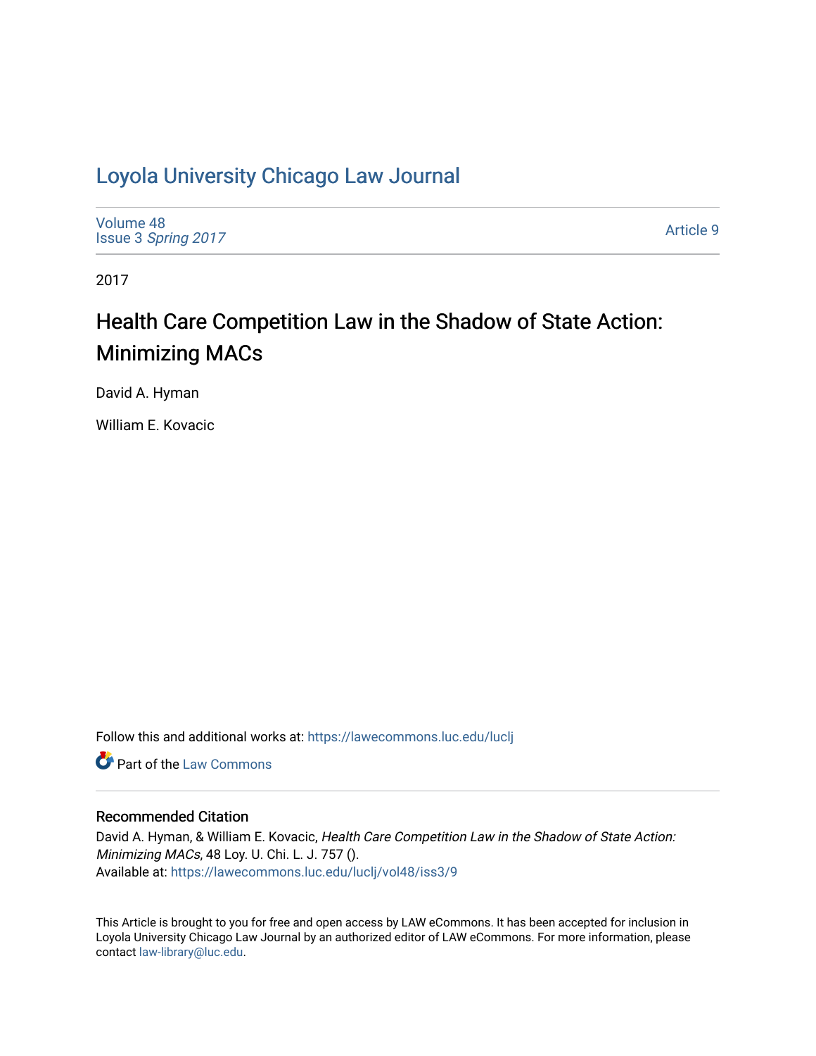# Loyola University Chicago Law Journal

Volume 48
Issue 3 *Spring 2017*

Article 9

2017

## Health Care Competition Law in the Shadow of State Action: Minimizing MACs

David A. Hyman

William E. Kovacic

Follow this and additional works at: https://lawecommons.luc.edu/luclj

Part of the Law Commons

### Recommended Citation

David A. Hyman, & William E. Kovacic, *Health Care Competition Law in the Shadow of State Action: Minimizing MACs*, 48 Loy. U. Chi. L. J. 757 ().
Available at: https://lawecommons.luc.edu/luclj/vol48/iss3/9

This Article is brought to you for free and open access by LAW eCommons. It has been accepted for inclusion in Loyola University Chicago Law Journal by an authorized editor of LAW eCommons. For more information, please contact law-library@luc.edu.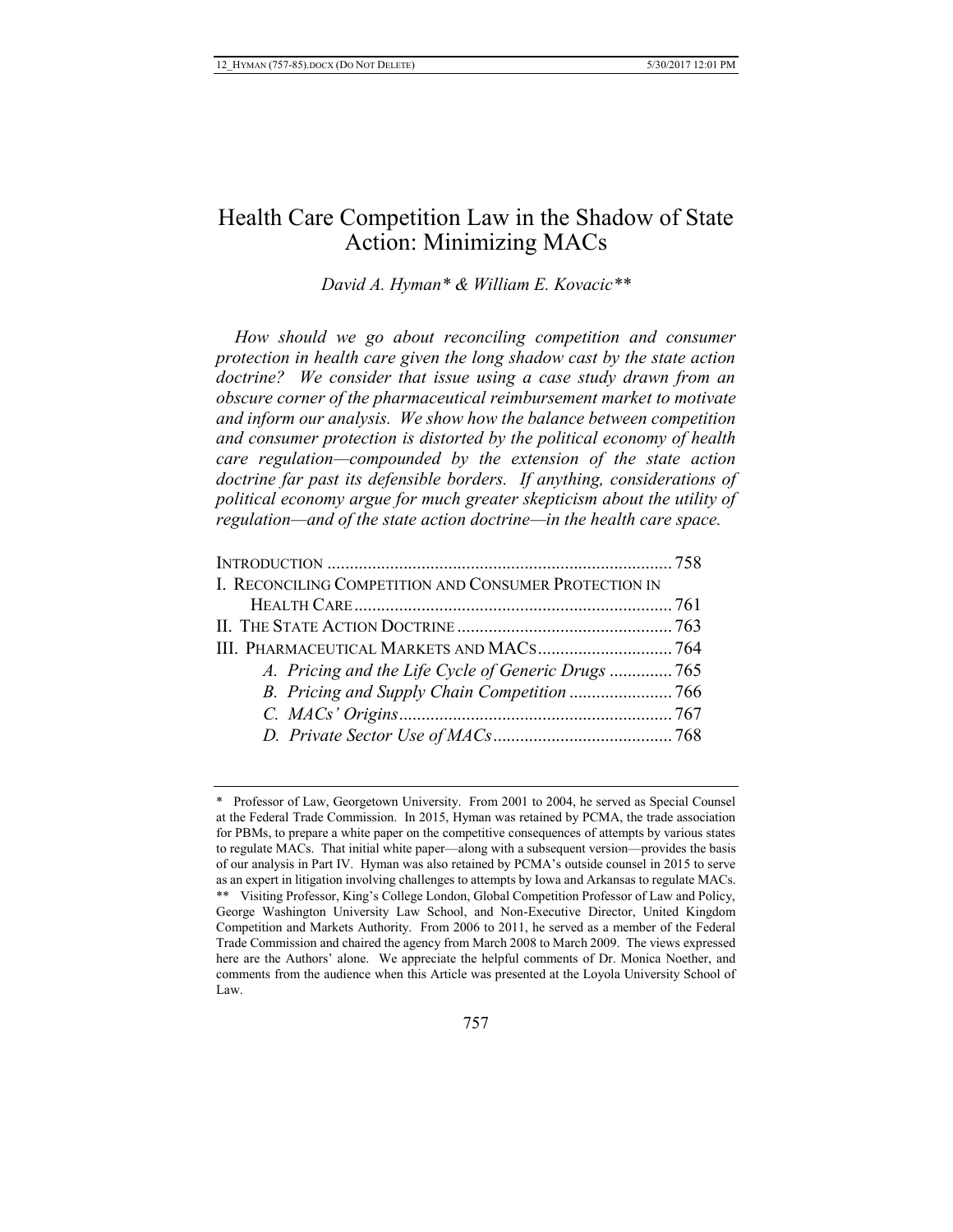# Health Care Competition Law in the Shadow of State Action: Minimizing MACs

*David A. Hyman\* & William E. Kovacic\*\**

*How should we go about reconciling competition and consumer protection in health care given the long shadow cast by the state action doctrine? We consider that issue using a case study drawn from an obscure corner of the pharmaceutical reimbursement market to motivate and inform our analysis. We show how the balance between competition and consumer protection is distorted by the political economy of health care regulation—compounded by the extension of the state action doctrine far past its defensible borders. If anything, considerations of political economy argue for much greater skepticism about the utility of regulation—and of the state action doctrine—in the health care space.*

| | |
|---|---|
| INTRODUCTION | 758 |
| I. RECONCILING COMPETITION AND CONSUMER PROTECTION IN HEALTH CARE | 761 |
| II. THE STATE ACTION DOCTRINE | 763 |
| III. PHARMACEUTICAL MARKETS AND MACS | 764 |
| *A. Pricing and the Life Cycle of Generic Drugs* | 765 |
| *B. Pricing and Supply Chain Competition* | 766 |
| *C. MACs' Origins* | 767 |
| *D. Private Sector Use of MACs* | 768 |

\* Professor of Law, Georgetown University. From 2001 to 2004, he served as Special Counsel at the Federal Trade Commission. In 2015, Hyman was retained by PCMA, the trade association for PBMs, to prepare a white paper on the competitive consequences of attempts by various states to regulate MACs. That initial white paper—along with a subsequent version—provides the basis of our analysis in Part IV. Hyman was also retained by PCMA's outside counsel in 2015 to serve as an expert in litigation involving challenges to attempts by Iowa and Arkansas to regulate MACs.

\*\* Visiting Professor, King's College London, Global Competition Professor of Law and Policy, George Washington University Law School, and Non-Executive Director, United Kingdom Competition and Markets Authority. From 2006 to 2011, he served as a member of the Federal Trade Commission and chaired the agency from March 2008 to March 2009. The views expressed here are the Authors' alone. We appreciate the helpful comments of Dr. Monica Noether, and comments from the audience when this Article was presented at the Loyola University School of Law.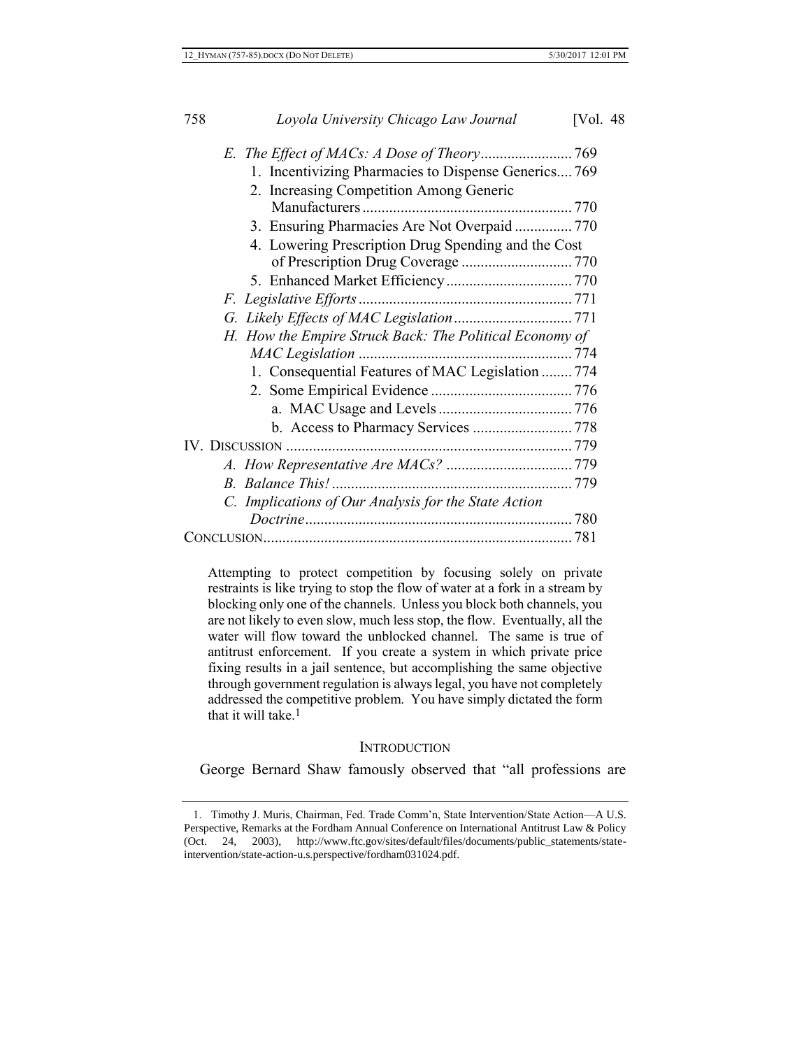*E. The Effect of MACs: A Dose of Theory* ........................ 769
1. Incentivizing Pharmacies to Dispense Generics.... 769
2. Increasing Competition Among Generic Manufacturers ...................................................... 770
3. Ensuring Pharmacies Are Not Overpaid ............... 770
4. Lowering Prescription Drug Spending and the Cost of Prescription Drug Coverage ............................ 770
5. Enhanced Market Efficiency ................................ 770

*F. Legislative Efforts* ....................................................... 771
*G. Likely Effects of MAC Legislation* .............................. 771
*H. How the Empire Struck Back: The Political Economy of MAC Legislation* ....................................................... 774
1. Consequential Features of MAC Legislation ........ 774
2. Some Empirical Evidence .................................... 776
a. MAC Usage and Levels .................................. 776
b. Access to Pharmacy Services .......................... 778

IV. DISCUSSION ........................................................................ 779
*A. How Representative Are MACs?* ................................ 779
*B. Balance This!* ............................................................. 779
*C. Implications of Our Analysis for the State Action Doctrine* .................................................................... 780

CONCLUSION ............................................................................... 781

> Attempting to protect competition by focusing solely on private restraints is like trying to stop the flow of water at a fork in a stream by blocking only one of the channels. Unless you block both channels, you are not likely to even slow, much less stop, the flow. Eventually, all the water will flow toward the unblocked channel. The same is true of antitrust enforcement. If you create a system in which private price fixing results in a jail sentence, but accomplishing the same objective through government regulation is always legal, you have not completely addressed the competitive problem. You have simply dictated the form that it will take.[1]

## INTRODUCTION

George Bernard Shaw famously observed that "all professions are

---

1. Timothy J. Muris, Chairman, Fed. Trade Comm'n, State Intervention/State Action—A U.S. Perspective, Remarks at the Fordham Annual Conference on International Antitrust Law & Policy (Oct. 24, 2003), http://www.ftc.gov/sites/default/files/documents/public_statements/state-intervention/state-action-u.s.perspective/fordham031024.pdf.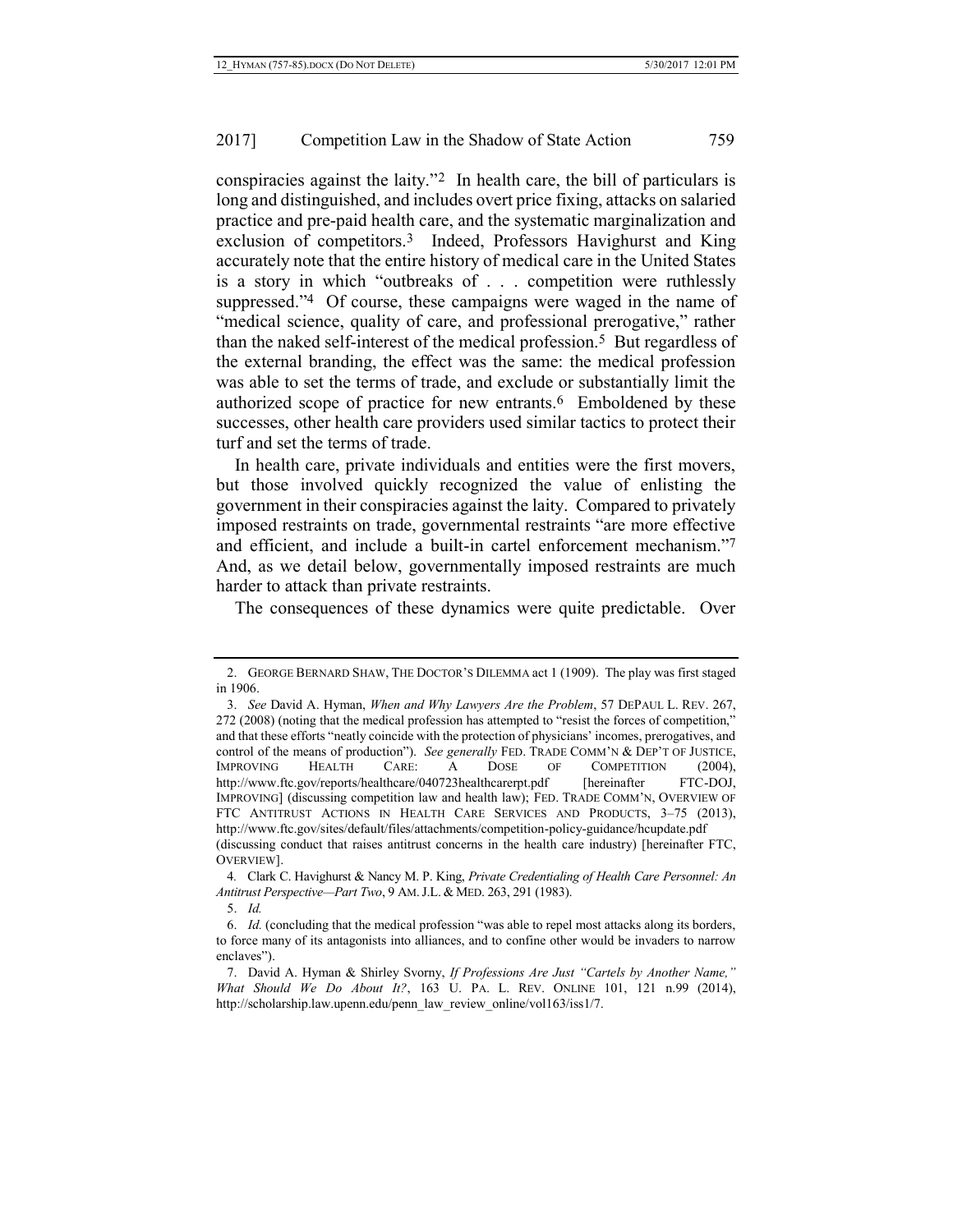conspiracies against the laity."[2] In health care, the bill of particulars is long and distinguished, and includes overt price fixing, attacks on salaried practice and pre-paid health care, and the systematic marginalization and exclusion of competitors.[3] Indeed, Professors Havighurst and King accurately note that the entire history of medical care in the United States is a story in which "outbreaks of . . . competition were ruthlessly suppressed."[4] Of course, these campaigns were waged in the name of "medical science, quality of care, and professional prerogative," rather than the naked self-interest of the medical profession.[5] But regardless of the external branding, the effect was the same: the medical profession was able to set the terms of trade, and exclude or substantially limit the authorized scope of practice for new entrants.[6] Emboldened by these successes, other health care providers used similar tactics to protect their turf and set the terms of trade.

In health care, private individuals and entities were the first movers, but those involved quickly recognized the value of enlisting the government in their conspiracies against the laity. Compared to privately imposed restraints on trade, governmental restraints "are more effective and efficient, and include a built-in cartel enforcement mechanism."[7] And, as we detail below, governmentally imposed restraints are much harder to attack than private restraints.

The consequences of these dynamics were quite predictable. Over

---

2. GEORGE BERNARD SHAW, THE DOCTOR'S DILEMMA act 1 (1909). The play was first staged in 1906.

3. *See* David A. Hyman, *When and Why Lawyers Are the Problem*, 57 DEPAUL L. REV. 267, 272 (2008) (noting that the medical profession has attempted to "resist the forces of competition," and that these efforts "neatly coincide with the protection of physicians' incomes, prerogatives, and control of the means of production"). *See generally* FED. TRADE COMM'N & DEP'T OF JUSTICE, IMPROVING HEALTH CARE: A DOSE OF COMPETITION (2004), http://www.ftc.gov/reports/healthcare/040723healthcarerpt.pdf [hereinafter FTC-DOJ, IMPROVING] (discussing competition law and health law); FED. TRADE COMM'N, OVERVIEW OF FTC ANTITRUST ACTIONS IN HEALTH CARE SERVICES AND PRODUCTS, 3–75 (2013), http://www.ftc.gov/sites/default/files/attachments/competition-policy-guidance/hcupdate.pdf (discussing conduct that raises antitrust concerns in the health care industry) [hereinafter FTC, OVERVIEW].

4. Clark C. Havighurst & Nancy M. P. King, *Private Credentialing of Health Care Personnel: An Antitrust Perspective—Part Two*, 9 AM. J.L. & MED. 263, 291 (1983).

5. *Id.*

6. *Id.* (concluding that the medical profession "was able to repel most attacks along its borders, to force many of its antagonists into alliances, and to confine other would be invaders to narrow enclaves").

7. David A. Hyman & Shirley Svorny, *If Professions Are Just "Cartels by Another Name," What Should We Do About It?*, 163 U. PA. L. REV. ONLINE 101, 121 n.99 (2014), http://scholarship.law.upenn.edu/penn_law_review_online/vol163/iss1/7.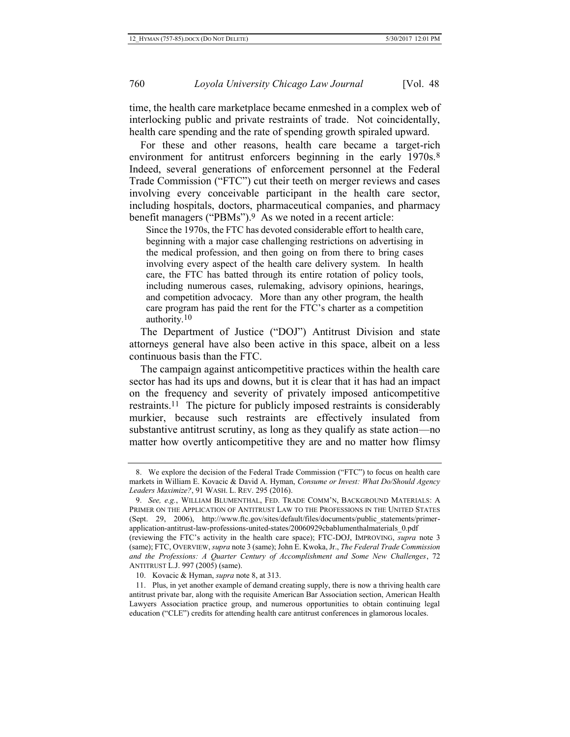time, the health care marketplace became enmeshed in a complex web of interlocking public and private restraints of trade. Not coincidentally, health care spending and the rate of spending growth spiraled upward.

For these and other reasons, health care became a target-rich environment for antitrust enforcers beginning in the early 1970s.[8] Indeed, several generations of enforcement personnel at the Federal Trade Commission ("FTC") cut their teeth on merger reviews and cases involving every conceivable participant in the health care sector, including hospitals, doctors, pharmaceutical companies, and pharmacy benefit managers ("PBMs").[9] As we noted in a recent article:

> Since the 1970s, the FTC has devoted considerable effort to health care, beginning with a major case challenging restrictions on advertising in the medical profession, and then going on from there to bring cases involving every aspect of the health care delivery system. In health care, the FTC has batted through its entire rotation of policy tools, including numerous cases, rulemaking, advisory opinions, hearings, and competition advocacy. More than any other program, the health care program has paid the rent for the FTC's charter as a competition authority.[10]

The Department of Justice ("DOJ") Antitrust Division and state attorneys general have also been active in this space, albeit on a less continuous basis than the FTC.

The campaign against anticompetitive practices within the health care sector has had its ups and downs, but it is clear that it has had an impact on the frequency and severity of privately imposed anticompetitive restraints.[11] The picture for publicly imposed restraints is considerably murkier, because such restraints are effectively insulated from substantive antitrust scrutiny, as long as they qualify as state action—no matter how overtly anticompetitive they are and no matter how flimsy

---

8. We explore the decision of the Federal Trade Commission ("FTC") to focus on health care markets in William E. Kovacic & David A. Hyman, *Consume or Invest: What Do/Should Agency Leaders Maximize?*, 91 WASH. L. REV. 295 (2016).

9. *See, e.g.*, WILLIAM BLUMENTHAL, FED. TRADE COMM'N, BACKGROUND MATERIALS: A PRIMER ON THE APPLICATION OF ANTITRUST LAW TO THE PROFESSIONS IN THE UNITED STATES (Sept. 29, 2006), http://www.ftc.gov/sites/default/files/documents/public_statements/primer-application-antitrust-law-professions-united-states/20060929cbablumenthalmaterials_0.pdf (reviewing the FTC's activity in the health care space); FTC-DOJ, IMPROVING, *supra* note 3 (same); FTC, OVERVIEW, *supra* note 3 (same); John E. Kwoka, Jr., *The Federal Trade Commission and the Professions: A Quarter Century of Accomplishment and Some New Challenges*, 72 ANTITRUST L.J. 997 (2005) (same).

10. Kovacic & Hyman, *supra* note 8, at 313.

11. Plus, in yet another example of demand creating supply, there is now a thriving health care antitrust private bar, along with the requisite American Bar Association section, American Health Lawyers Association practice group, and numerous opportunities to obtain continuing legal education ("CLE") credits for attending health care antitrust conferences in glamorous locales.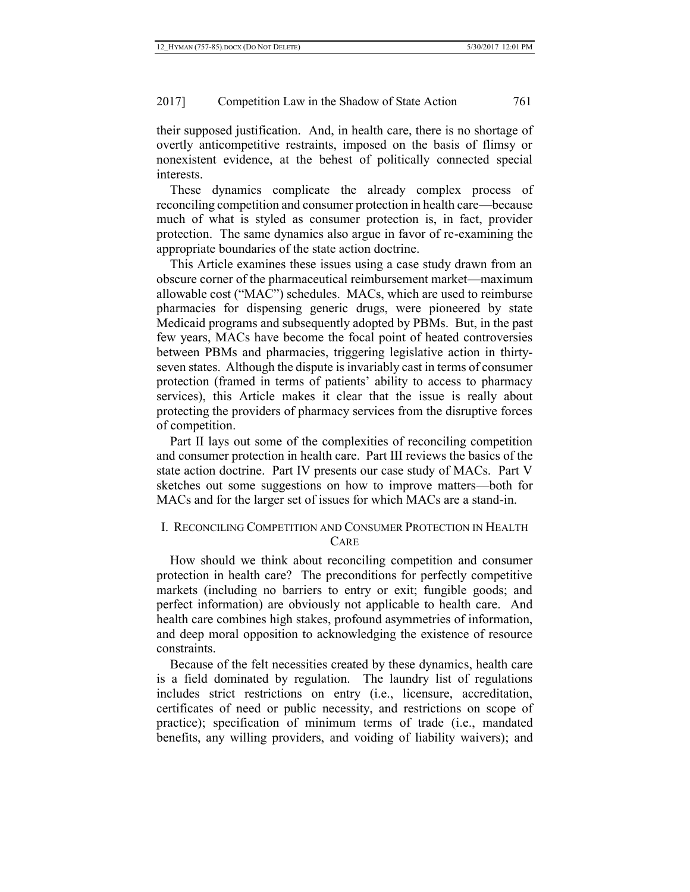their supposed justification. And, in health care, there is no shortage of overtly anticompetitive restraints, imposed on the basis of flimsy or nonexistent evidence, at the behest of politically connected special interests.

These dynamics complicate the already complex process of reconciling competition and consumer protection in health care—because much of what is styled as consumer protection is, in fact, provider protection. The same dynamics also argue in favor of re-examining the appropriate boundaries of the state action doctrine.

This Article examines these issues using a case study drawn from an obscure corner of the pharmaceutical reimbursement market—maximum allowable cost ("MAC") schedules. MACs, which are used to reimburse pharmacies for dispensing generic drugs, were pioneered by state Medicaid programs and subsequently adopted by PBMs. But, in the past few years, MACs have become the focal point of heated controversies between PBMs and pharmacies, triggering legislative action in thirty-seven states. Although the dispute is invariably cast in terms of consumer protection (framed in terms of patients' ability to access to pharmacy services), this Article makes it clear that the issue is really about protecting the providers of pharmacy services from the disruptive forces of competition.

Part II lays out some of the complexities of reconciling competition and consumer protection in health care. Part III reviews the basics of the state action doctrine. Part IV presents our case study of MACs. Part V sketches out some suggestions on how to improve matters—both for MACs and for the larger set of issues for which MACs are a stand-in.

## I. Reconciling Competition and Consumer Protection in Health Care

How should we think about reconciling competition and consumer protection in health care? The preconditions for perfectly competitive markets (including no barriers to entry or exit; fungible goods; and perfect information) are obviously not applicable to health care. And health care combines high stakes, profound asymmetries of information, and deep moral opposition to acknowledging the existence of resource constraints.

Because of the felt necessities created by these dynamics, health care is a field dominated by regulation. The laundry list of regulations includes strict restrictions on entry (i.e., licensure, accreditation, certificates of need or public necessity, and restrictions on scope of practice); specification of minimum terms of trade (i.e., mandated benefits, any willing providers, and voiding of liability waivers); and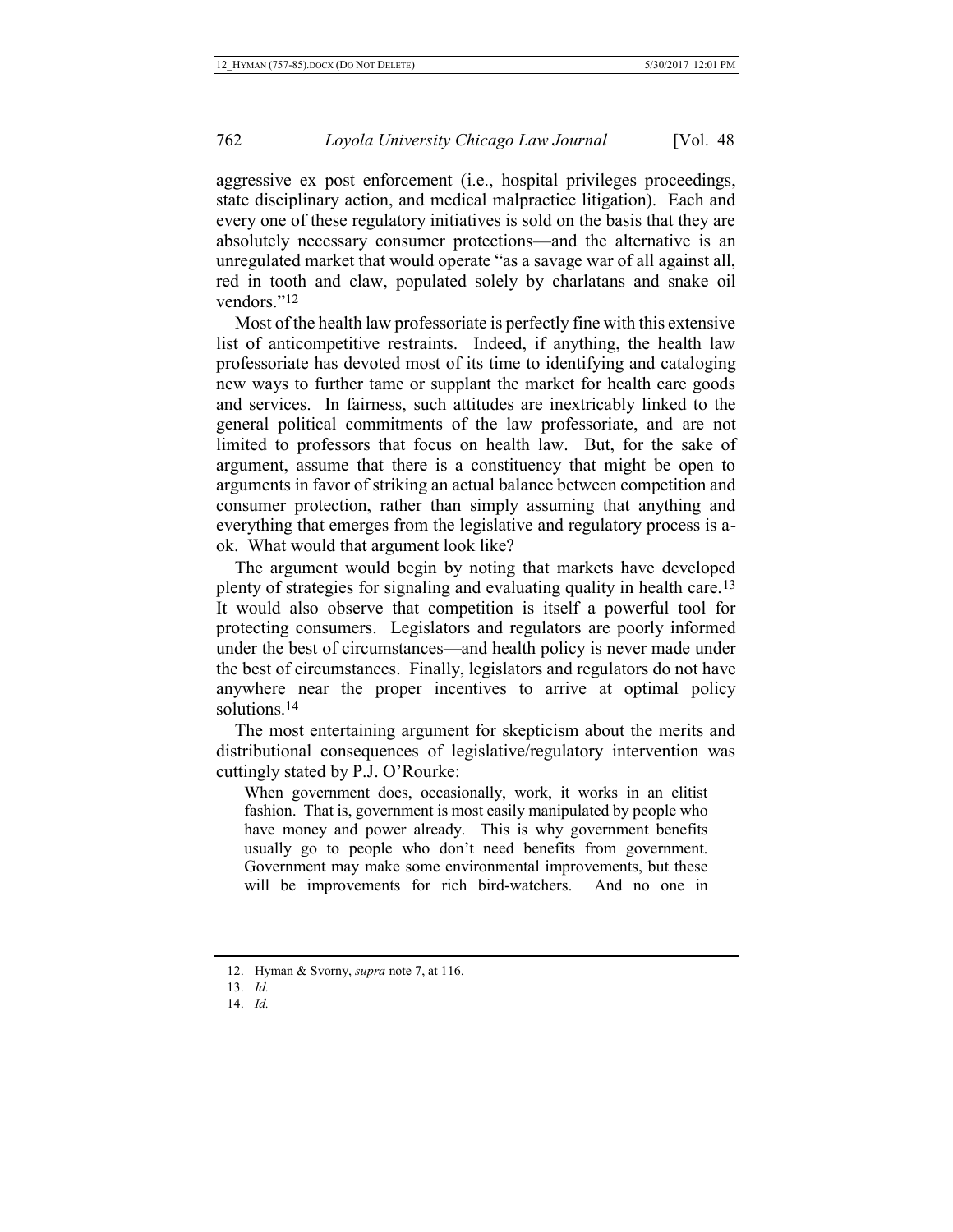aggressive ex post enforcement (i.e., hospital privileges proceedings, state disciplinary action, and medical malpractice litigation). Each and every one of these regulatory initiatives is sold on the basis that they are absolutely necessary consumer protections—and the alternative is an unregulated market that would operate "as a savage war of all against all, red in tooth and claw, populated solely by charlatans and snake oil vendors."[12]

Most of the health law professoriate is perfectly fine with this extensive list of anticompetitive restraints. Indeed, if anything, the health law professoriate has devoted most of its time to identifying and cataloging new ways to further tame or supplant the market for health care goods and services. In fairness, such attitudes are inextricably linked to the general political commitments of the law professoriate, and are not limited to professors that focus on health law. But, for the sake of argument, assume that there is a constituency that might be open to arguments in favor of striking an actual balance between competition and consumer protection, rather than simply assuming that anything and everything that emerges from the legislative and regulatory process is a-ok. What would that argument look like?

The argument would begin by noting that markets have developed plenty of strategies for signaling and evaluating quality in health care.[13] It would also observe that competition is itself a powerful tool for protecting consumers. Legislators and regulators are poorly informed under the best of circumstances—and health policy is never made under the best of circumstances. Finally, legislators and regulators do not have anywhere near the proper incentives to arrive at optimal policy solutions.[14]

The most entertaining argument for skepticism about the merits and distributional consequences of legislative/regulatory intervention was cuttingly stated by P.J. O'Rourke:

> When government does, occasionally, work, it works in an elitist fashion. That is, government is most easily manipulated by people who have money and power already. This is why government benefits usually go to people who don't need benefits from government. Government may make some environmental improvements, but these will be improvements for rich bird-watchers. And no one in

12. Hyman & Svorny, *supra* note 7, at 116.

13. *Id.*

14. *Id.*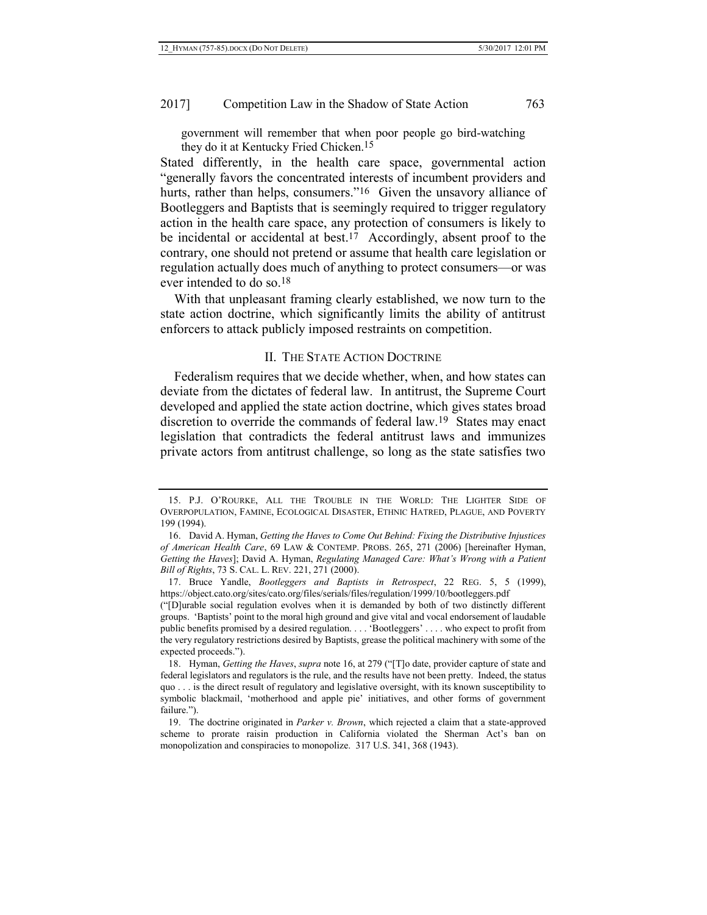government will remember that when poor people go bird-watching they do it at Kentucky Fried Chicken.[15]

Stated differently, in the health care space, governmental action "generally favors the concentrated interests of incumbent providers and hurts, rather than helps, consumers."[16] Given the unsavory alliance of Bootleggers and Baptists that is seemingly required to trigger regulatory action in the health care space, any protection of consumers is likely to be incidental or accidental at best.[17] Accordingly, absent proof to the contrary, one should not pretend or assume that health care legislation or regulation actually does much of anything to protect consumers—or was ever intended to do so.[18]

With that unpleasant framing clearly established, we now turn to the state action doctrine, which significantly limits the ability of antitrust enforcers to attack publicly imposed restraints on competition.

## II. The State Action Doctrine

Federalism requires that we decide whether, when, and how states can deviate from the dictates of federal law. In antitrust, the Supreme Court developed and applied the state action doctrine, which gives states broad discretion to override the commands of federal law.[19] States may enact legislation that contradicts the federal antitrust laws and immunizes private actors from antitrust challenge, so long as the state satisfies two

---

15. P.J. O'Rourke, All the Trouble in the World: The Lighter Side of Overpopulation, Famine, Ecological Disaster, Ethnic Hatred, Plague, and Poverty 199 (1994).

16. David A. Hyman, *Getting the Haves to Come Out Behind: Fixing the Distributive Injustices of American Health Care*, 69 Law & Contemp. Probs. 265, 271 (2006) [hereinafter Hyman, *Getting the Haves*]; David A. Hyman, *Regulating Managed Care: What's Wrong with a Patient Bill of Rights*, 73 S. Cal. L. Rev. 221, 271 (2000).

17. Bruce Yandle, *Bootleggers and Baptists in Retrospect*, 22 Reg. 5, 5 (1999), https://object.cato.org/sites/cato.org/files/serials/files/regulation/1999/10/bootleggers.pdf ("[D]urable social regulation evolves when it is demanded by both of two distinctly different groups. 'Baptists' point to the moral high ground and give vital and vocal endorsement of laudable public benefits promised by a desired regulation. . . . 'Bootleggers' . . . . who expect to profit from the very regulatory restrictions desired by Baptists, grease the political machinery with some of the expected proceeds.").

18. Hyman, *Getting the Haves*, *supra* note 16, at 279 ("[T]o date, provider capture of state and federal legislators and regulators is the rule, and the results have not been pretty. Indeed, the status quo . . . is the direct result of regulatory and legislative oversight, with its known susceptibility to symbolic blackmail, 'motherhood and apple pie' initiatives, and other forms of government failure.").

19. The doctrine originated in *Parker v. Brown*, which rejected a claim that a state-approved scheme to prorate raisin production in California violated the Sherman Act's ban on monopolization and conspiracies to monopolize. 317 U.S. 341, 368 (1943).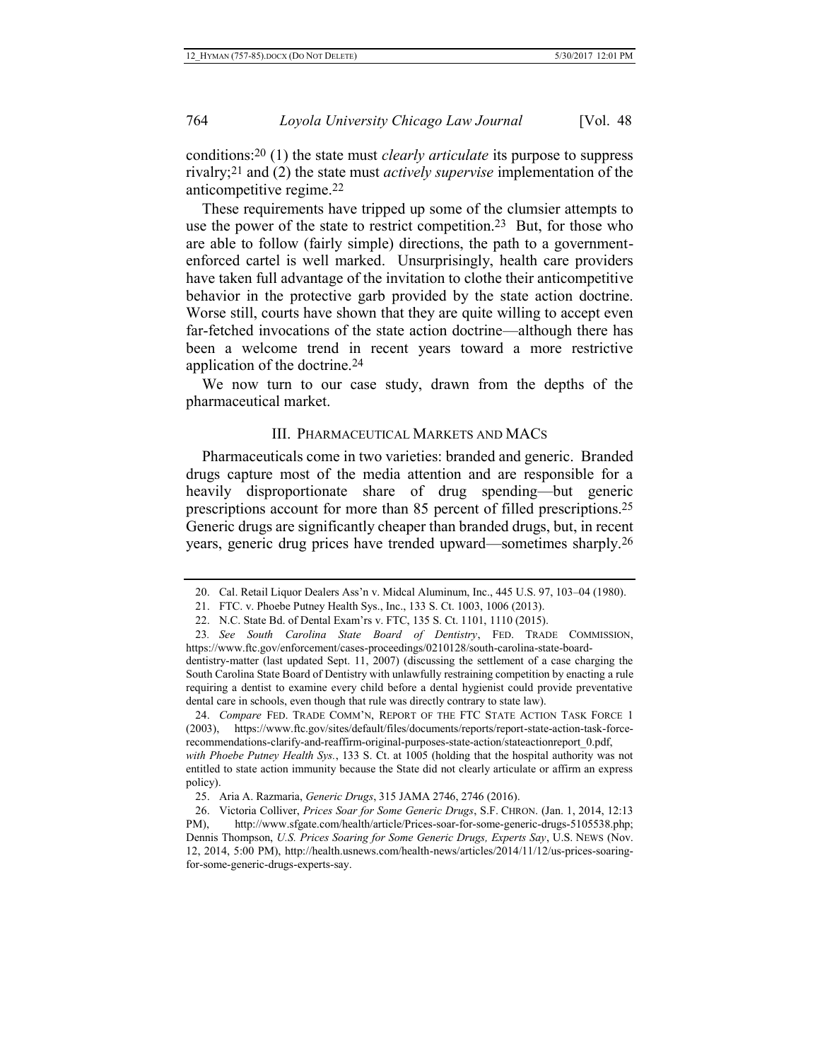conditions:[20] (1) the state must *clearly articulate* its purpose to suppress rivalry;[21] and (2) the state must *actively supervise* implementation of the anticompetitive regime.[22]

These requirements have tripped up some of the clumsier attempts to use the power of the state to restrict competition.[23] But, for those who are able to follow (fairly simple) directions, the path to a government-enforced cartel is well marked. Unsurprisingly, health care providers have taken full advantage of the invitation to clothe their anticompetitive behavior in the protective garb provided by the state action doctrine. Worse still, courts have shown that they are quite willing to accept even far-fetched invocations of the state action doctrine—although there has been a welcome trend in recent years toward a more restrictive application of the doctrine.[24]

We now turn to our case study, drawn from the depths of the pharmaceutical market.

## III. Pharmaceutical Markets and MACs

Pharmaceuticals come in two varieties: branded and generic. Branded drugs capture most of the media attention and are responsible for a heavily disproportionate share of drug spending—but generic prescriptions account for more than 85 percent of filled prescriptions.[25] Generic drugs are significantly cheaper than branded drugs, but, in recent years, generic drug prices have trended upward—sometimes sharply.[26]

---

20. Cal. Retail Liquor Dealers Ass'n v. Midcal Aluminum, Inc., 445 U.S. 97, 103–04 (1980).

21. FTC. v. Phoebe Putney Health Sys., Inc., 133 S. Ct. 1003, 1006 (2013).

22. N.C. State Bd. of Dental Exam'rs v. FTC, 135 S. Ct. 1101, 1110 (2015).

23. *See South Carolina State Board of Dentistry*, Fed. Trade Commission, https://www.ftc.gov/enforcement/cases-proceedings/0210128/south-carolina-state-board-dentistry-matter (last updated Sept. 11, 2007) (discussing the settlement of a case charging the South Carolina State Board of Dentistry with unlawfully restraining competition by enacting a rule requiring a dentist to examine every child before a dental hygienist could provide preventative dental care in schools, even though that rule was directly contrary to state law).

24. *Compare* Fed. Trade Comm'n, Report of the FTC State Action Task Force 1 (2003), https://www.ftc.gov/sites/default/files/documents/reports/report-state-action-task-force-recommendations-clarify-and-reaffirm-original-purposes-state-action/stateactionreport_0.pdf, *with Phoebe Putney Health Sys.*, 133 S. Ct. at 1005 (holding that the hospital authority was not entitled to state action immunity because the State did not clearly articulate or affirm an express policy).

25. Aria A. Razmaria, *Generic Drugs*, 315 JAMA 2746, 2746 (2016).

26. Victoria Colliver, *Prices Soar for Some Generic Drugs*, S.F. Chron. (Jan. 1, 2014, 12:13 PM), http://www.sfgate.com/health/article/Prices-soar-for-some-generic-drugs-5105538.php; Dennis Thompson, *U.S. Prices Soaring for Some Generic Drugs, Experts Say*, U.S. News (Nov. 12, 2014, 5:00 PM), http://health.usnews.com/health-news/articles/2014/11/12/us-prices-soaring-for-some-generic-drugs-experts-say.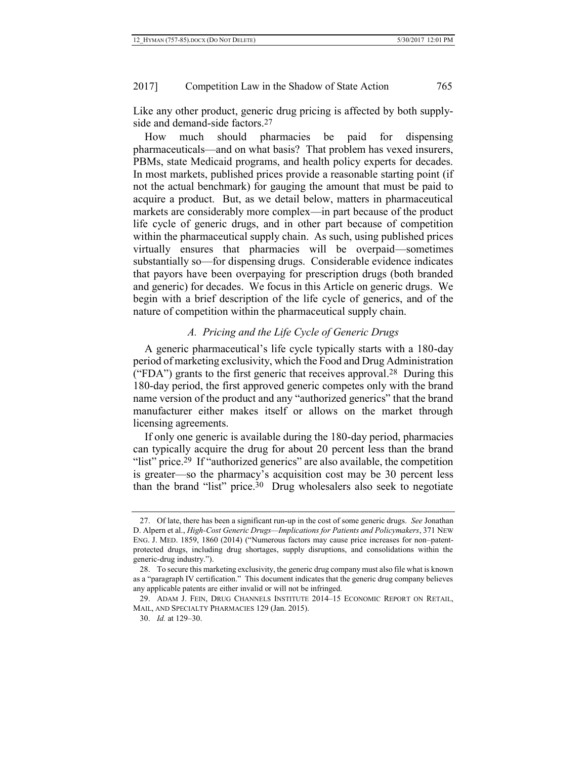Like any other product, generic drug pricing is affected by both supply-side and demand-side factors.[27]

How much should pharmacies be paid for dispensing pharmaceuticals—and on what basis? That problem has vexed insurers, PBMs, state Medicaid programs, and health policy experts for decades. In most markets, published prices provide a reasonable starting point (if not the actual benchmark) for gauging the amount that must be paid to acquire a product. But, as we detail below, matters in pharmaceutical markets are considerably more complex—in part because of the product life cycle of generic drugs, and in other part because of competition within the pharmaceutical supply chain. As such, using published prices virtually ensures that pharmacies will be overpaid—sometimes substantially so—for dispensing drugs. Considerable evidence indicates that payors have been overpaying for prescription drugs (both branded and generic) for decades. We focus in this Article on generic drugs. We begin with a brief description of the life cycle of generics, and of the nature of competition within the pharmaceutical supply chain.

### *A. Pricing and the Life Cycle of Generic Drugs*

A generic pharmaceutical's life cycle typically starts with a 180-day period of marketing exclusivity, which the Food and Drug Administration ("FDA") grants to the first generic that receives approval.[28] During this 180-day period, the first approved generic competes only with the brand name version of the product and any "authorized generics" that the brand manufacturer either makes itself or allows on the market through licensing agreements.

If only one generic is available during the 180-day period, pharmacies can typically acquire the drug for about 20 percent less than the brand "list" price.[29] If "authorized generics" are also available, the competition is greater—so the pharmacy's acquisition cost may be 30 percent less than the brand "list" price.[30] Drug wholesalers also seek to negotiate

---

27. Of late, there has been a significant run-up in the cost of some generic drugs. *See* Jonathan D. Alpern et al., *High-Cost Generic Drugs—Implications for Patients and Policymakers*, 371 NEW ENG. J. MED. 1859, 1860 (2014) ("Numerous factors may cause price increases for non–patent-protected drugs, including drug shortages, supply disruptions, and consolidations within the generic-drug industry.").

28. To secure this marketing exclusivity, the generic drug company must also file what is known as a "paragraph IV certification." This document indicates that the generic drug company believes any applicable patents are either invalid or will not be infringed.

29. ADAM J. FEIN, DRUG CHANNELS INSTITUTE 2014–15 ECONOMIC REPORT ON RETAIL, MAIL, AND SPECIALTY PHARMACIES 129 (Jan. 2015).

30. *Id.* at 129–30.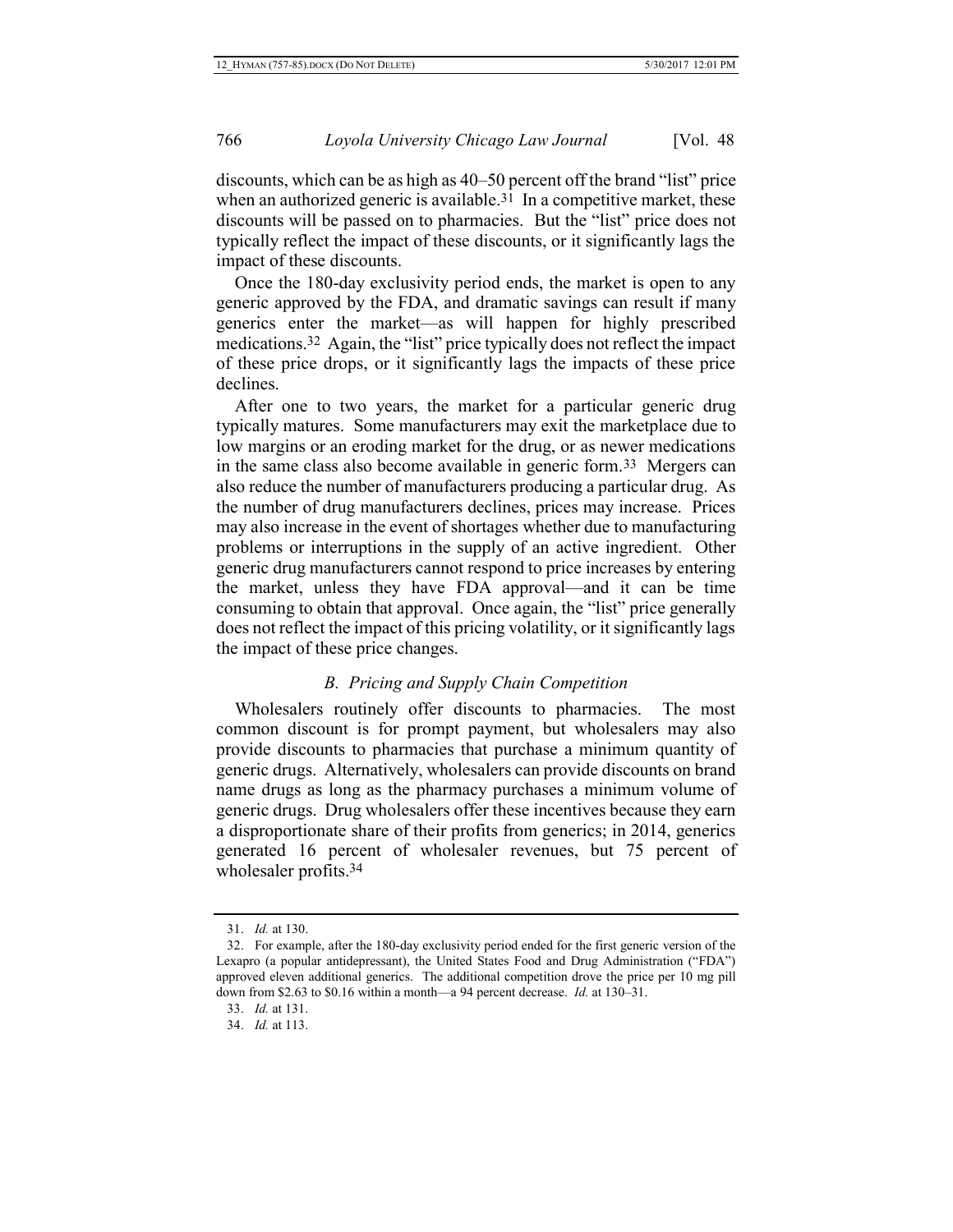discounts, which can be as high as 40–50 percent off the brand "list" price when an authorized generic is available.[31] In a competitive market, these discounts will be passed on to pharmacies. But the "list" price does not typically reflect the impact of these discounts, or it significantly lags the impact of these discounts.

Once the 180-day exclusivity period ends, the market is open to any generic approved by the FDA, and dramatic savings can result if many generics enter the market—as will happen for highly prescribed medications.[32] Again, the "list" price typically does not reflect the impact of these price drops, or it significantly lags the impacts of these price declines.

After one to two years, the market for a particular generic drug typically matures. Some manufacturers may exit the marketplace due to low margins or an eroding market for the drug, or as newer medications in the same class also become available in generic form.[33] Mergers can also reduce the number of manufacturers producing a particular drug. As the number of drug manufacturers declines, prices may increase. Prices may also increase in the event of shortages whether due to manufacturing problems or interruptions in the supply of an active ingredient. Other generic drug manufacturers cannot respond to price increases by entering the market, unless they have FDA approval—and it can be time consuming to obtain that approval. Once again, the "list" price generally does not reflect the impact of this pricing volatility, or it significantly lags the impact of these price changes.

### *B. Pricing and Supply Chain Competition*

Wholesalers routinely offer discounts to pharmacies. The most common discount is for prompt payment, but wholesalers may also provide discounts to pharmacies that purchase a minimum quantity of generic drugs. Alternatively, wholesalers can provide discounts on brand name drugs as long as the pharmacy purchases a minimum volume of generic drugs. Drug wholesalers offer these incentives because they earn a disproportionate share of their profits from generics; in 2014, generics generated 16 percent of wholesaler revenues, but 75 percent of wholesaler profits.[34]

---

31. *Id.* at 130.

32. For example, after the 180-day exclusivity period ended for the first generic version of the Lexapro (a popular antidepressant), the United States Food and Drug Administration ("FDA") approved eleven additional generics. The additional competition drove the price per 10 mg pill down from $2.63 to $0.16 within a month—a 94 percent decrease. *Id.* at 130–31.

33. *Id.* at 131.

34. *Id.* at 113.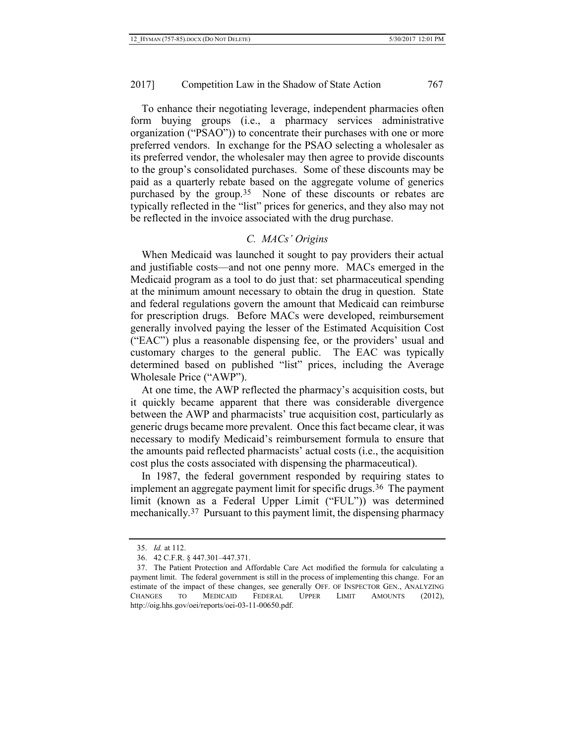To enhance their negotiating leverage, independent pharmacies often form buying groups (i.e., a pharmacy services administrative organization ("PSAO")) to concentrate their purchases with one or more preferred vendors. In exchange for the PSAO selecting a wholesaler as its preferred vendor, the wholesaler may then agree to provide discounts to the group's consolidated purchases. Some of these discounts may be paid as a quarterly rebate based on the aggregate volume of generics purchased by the group.[35] None of these discounts or rebates are typically reflected in the "list" prices for generics, and they also may not be reflected in the invoice associated with the drug purchase.

### *C. MACs' Origins*

When Medicaid was launched it sought to pay providers their actual and justifiable costs—and not one penny more. MACs emerged in the Medicaid program as a tool to do just that: set pharmaceutical spending at the minimum amount necessary to obtain the drug in question. State and federal regulations govern the amount that Medicaid can reimburse for prescription drugs. Before MACs were developed, reimbursement generally involved paying the lesser of the Estimated Acquisition Cost ("EAC") plus a reasonable dispensing fee, or the providers' usual and customary charges to the general public. The EAC was typically determined based on published "list" prices, including the Average Wholesale Price ("AWP").

At one time, the AWP reflected the pharmacy's acquisition costs, but it quickly became apparent that there was considerable divergence between the AWP and pharmacists' true acquisition cost, particularly as generic drugs became more prevalent. Once this fact became clear, it was necessary to modify Medicaid's reimbursement formula to ensure that the amounts paid reflected pharmacists' actual costs (i.e., the acquisition cost plus the costs associated with dispensing the pharmaceutical).

In 1987, the federal government responded by requiring states to implement an aggregate payment limit for specific drugs.[36] The payment limit (known as a Federal Upper Limit ("FUL")) was determined mechanically.[37] Pursuant to this payment limit, the dispensing pharmacy

---

35. *Id.* at 112.

36. 42 C.F.R. § 447.301–447.371.

37. The Patient Protection and Affordable Care Act modified the formula for calculating a payment limit. The federal government is still in the process of implementing this change. For an estimate of the impact of these changes, see generally OFF. OF INSPECTOR GEN., ANALYZING CHANGES TO MEDICAID FEDERAL UPPER LIMIT AMOUNTS (2012), http://oig.hhs.gov/oei/reports/oei-03-11-00650.pdf.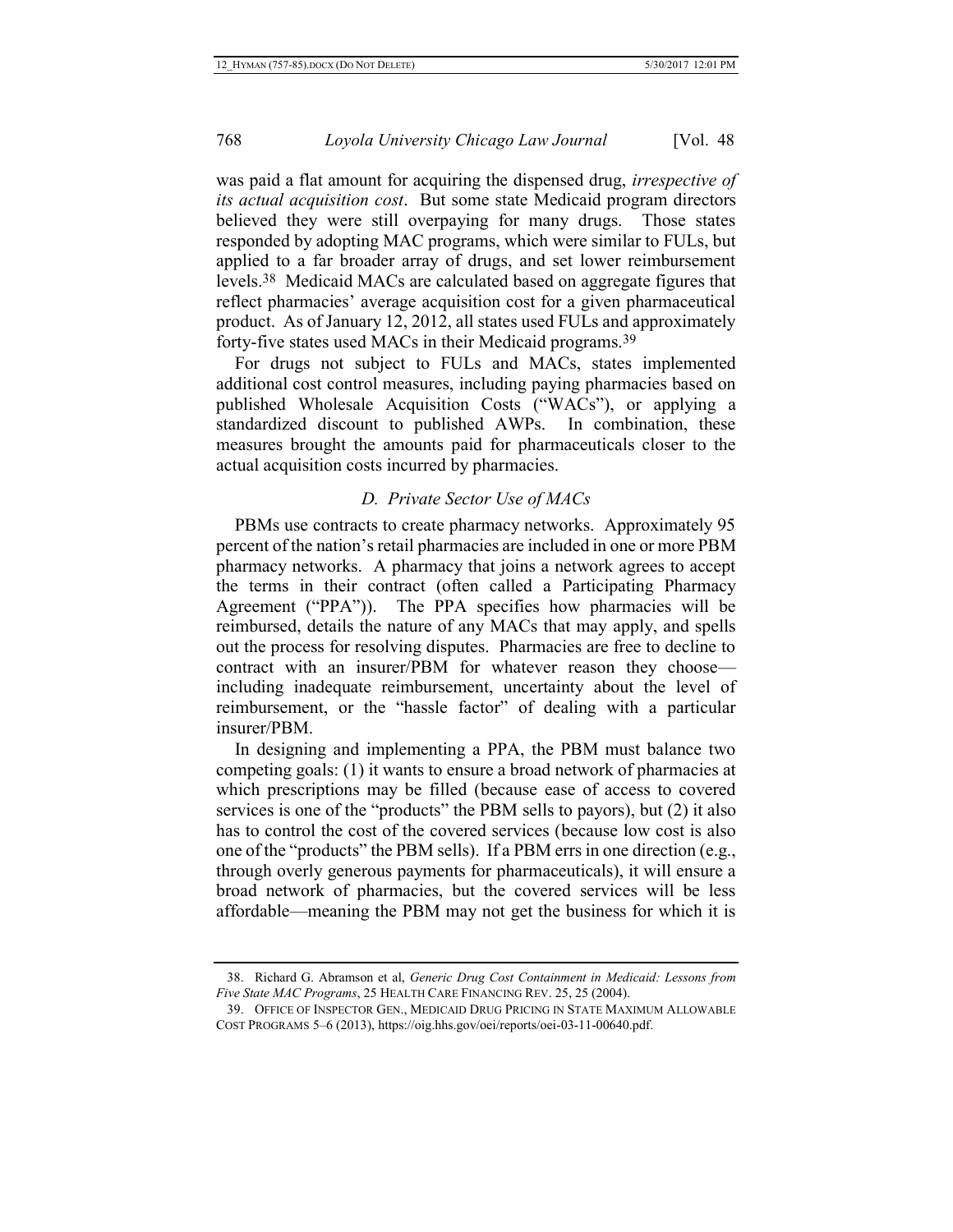was paid a flat amount for acquiring the dispensed drug, *irrespective of its actual acquisition cost*. But some state Medicaid program directors believed they were still overpaying for many drugs. Those states responded by adopting MAC programs, which were similar to FULs, but applied to a far broader array of drugs, and set lower reimbursement levels.[38] Medicaid MACs are calculated based on aggregate figures that reflect pharmacies' average acquisition cost for a given pharmaceutical product. As of January 12, 2012, all states used FULs and approximately forty-five states used MACs in their Medicaid programs.[39]

For drugs not subject to FULs and MACs, states implemented additional cost control measures, including paying pharmacies based on published Wholesale Acquisition Costs ("WACs"), or applying a standardized discount to published AWPs. In combination, these measures brought the amounts paid for pharmaceuticals closer to the actual acquisition costs incurred by pharmacies.

### *D. Private Sector Use of MACs*

PBMs use contracts to create pharmacy networks. Approximately 95 percent of the nation's retail pharmacies are included in one or more PBM pharmacy networks. A pharmacy that joins a network agrees to accept the terms in their contract (often called a Participating Pharmacy Agreement ("PPA")). The PPA specifies how pharmacies will be reimbursed, details the nature of any MACs that may apply, and spells out the process for resolving disputes. Pharmacies are free to decline to contract with an insurer/PBM for whatever reason they choose—including inadequate reimbursement, uncertainty about the level of reimbursement, or the "hassle factor" of dealing with a particular insurer/PBM.

In designing and implementing a PPA, the PBM must balance two competing goals: (1) it wants to ensure a broad network of pharmacies at which prescriptions may be filled (because ease of access to covered services is one of the "products" the PBM sells to payors), but (2) it also has to control the cost of the covered services (because low cost is also one of the "products" the PBM sells). If a PBM errs in one direction (e.g., through overly generous payments for pharmaceuticals), it will ensure a broad network of pharmacies, but the covered services will be less affordable—meaning the PBM may not get the business for which it is

---

38. Richard G. Abramson et al, *Generic Drug Cost Containment in Medicaid: Lessons from Five State MAC Programs*, 25 HEALTH CARE FINANCING REV. 25, 25 (2004).

39. OFFICE OF INSPECTOR GEN., MEDICAID DRUG PRICING IN STATE MAXIMUM ALLOWABLE COST PROGRAMS 5–6 (2013), https://oig.hhs.gov/oei/reports/oei-03-11-00640.pdf.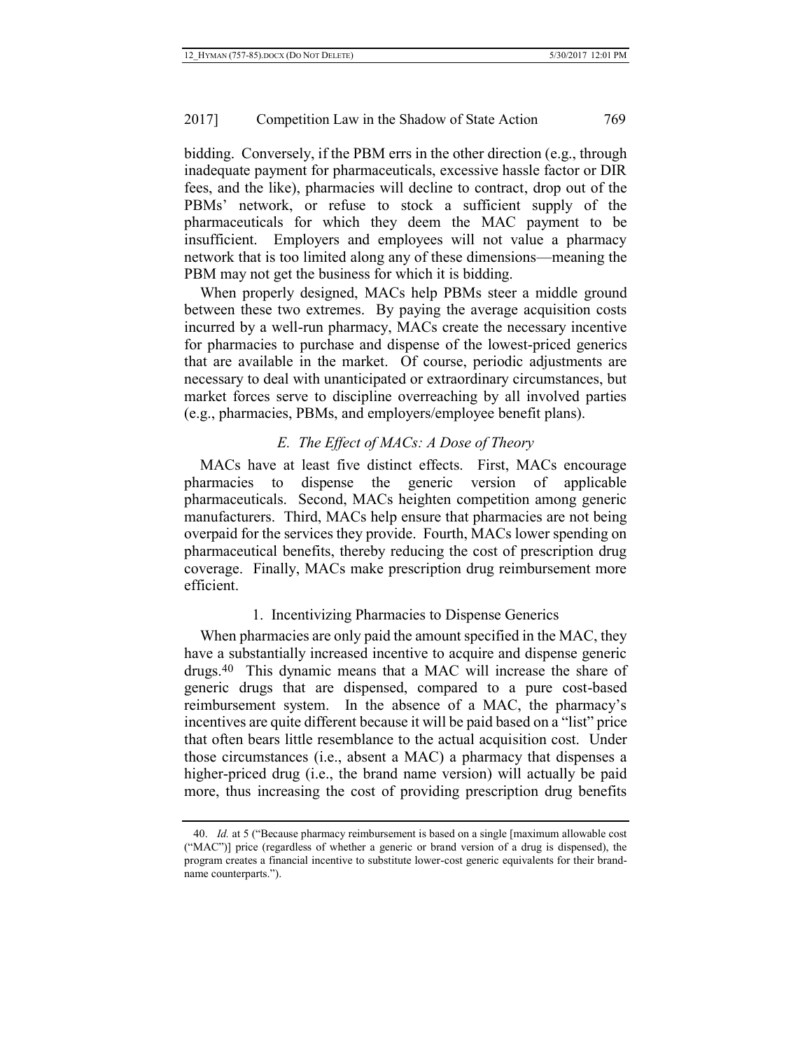bidding. Conversely, if the PBM errs in the other direction (e.g., through inadequate payment for pharmaceuticals, excessive hassle factor or DIR fees, and the like), pharmacies will decline to contract, drop out of the PBMs' network, or refuse to stock a sufficient supply of the pharmaceuticals for which they deem the MAC payment to be insufficient. Employers and employees will not value a pharmacy network that is too limited along any of these dimensions—meaning the PBM may not get the business for which it is bidding.

When properly designed, MACs help PBMs steer a middle ground between these two extremes. By paying the average acquisition costs incurred by a well-run pharmacy, MACs create the necessary incentive for pharmacies to purchase and dispense of the lowest-priced generics that are available in the market. Of course, periodic adjustments are necessary to deal with unanticipated or extraordinary circumstances, but market forces serve to discipline overreaching by all involved parties (e.g., pharmacies, PBMs, and employers/employee benefit plans).

### *E. The Effect of MACs: A Dose of Theory*

MACs have at least five distinct effects. First, MACs encourage pharmacies to dispense the generic version of applicable pharmaceuticals. Second, MACs heighten competition among generic manufacturers. Third, MACs help ensure that pharmacies are not being overpaid for the services they provide. Fourth, MACs lower spending on pharmaceutical benefits, thereby reducing the cost of prescription drug coverage. Finally, MACs make prescription drug reimbursement more efficient.

#### 1. Incentivizing Pharmacies to Dispense Generics

When pharmacies are only paid the amount specified in the MAC, they have a substantially increased incentive to acquire and dispense generic drugs.[40] This dynamic means that a MAC will increase the share of generic drugs that are dispensed, compared to a pure cost-based reimbursement system. In the absence of a MAC, the pharmacy's incentives are quite different because it will be paid based on a "list" price that often bears little resemblance to the actual acquisition cost. Under those circumstances (i.e., absent a MAC) a pharmacy that dispenses a higher-priced drug (i.e., the brand name version) will actually be paid more, thus increasing the cost of providing prescription drug benefits

---

40. *Id.* at 5 ("Because pharmacy reimbursement is based on a single [maximum allowable cost ("MAC")] price (regardless of whether a generic or brand version of a drug is dispensed), the program creates a financial incentive to substitute lower-cost generic equivalents for their brand-name counterparts.").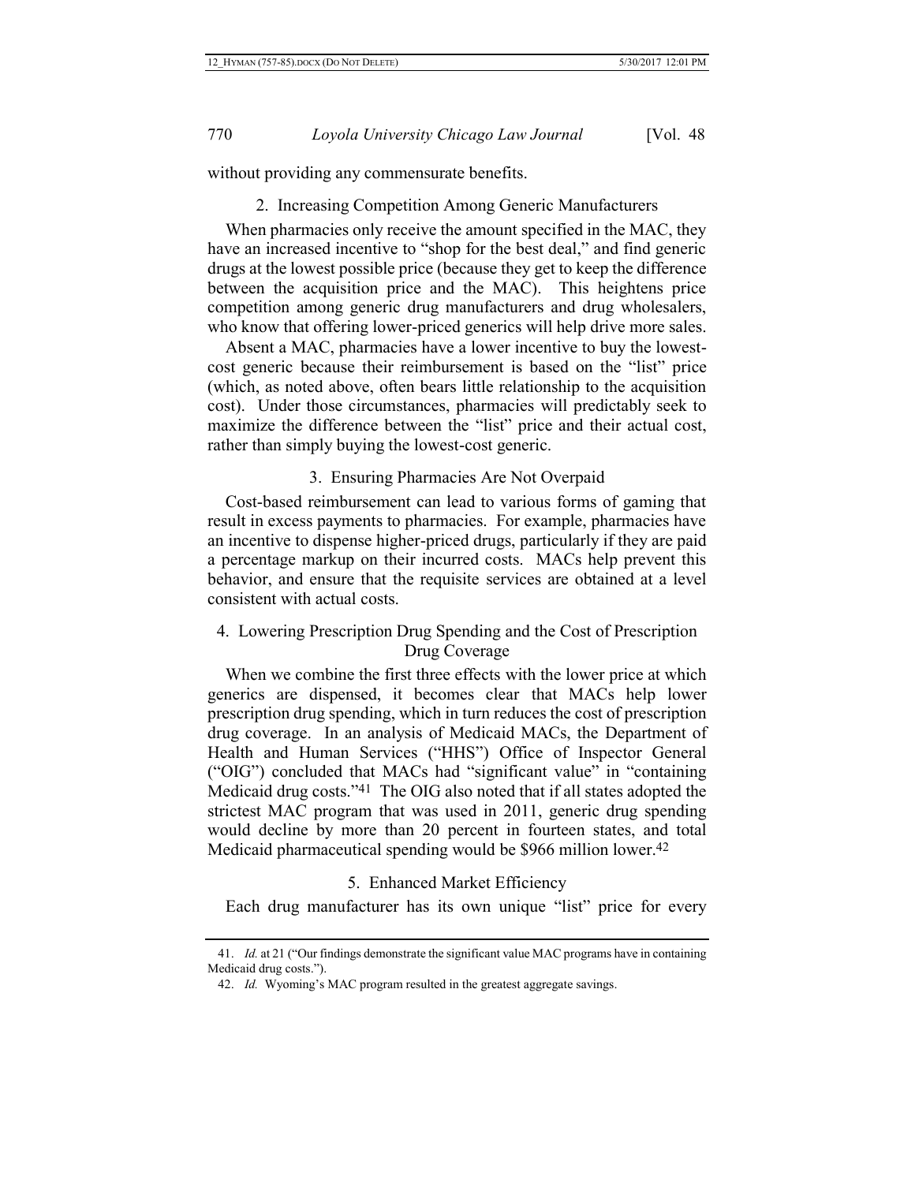without providing any commensurate benefits.

### 2. Increasing Competition Among Generic Manufacturers

When pharmacies only receive the amount specified in the MAC, they have an increased incentive to "shop for the best deal," and find generic drugs at the lowest possible price (because they get to keep the difference between the acquisition price and the MAC). This heightens price competition among generic drug manufacturers and drug wholesalers, who know that offering lower-priced generics will help drive more sales.

Absent a MAC, pharmacies have a lower incentive to buy the lowest-cost generic because their reimbursement is based on the "list" price (which, as noted above, often bears little relationship to the acquisition cost). Under those circumstances, pharmacies will predictably seek to maximize the difference between the "list" price and their actual cost, rather than simply buying the lowest-cost generic.

### 3. Ensuring Pharmacies Are Not Overpaid

Cost-based reimbursement can lead to various forms of gaming that result in excess payments to pharmacies. For example, pharmacies have an incentive to dispense higher-priced drugs, particularly if they are paid a percentage markup on their incurred costs. MACs help prevent this behavior, and ensure that the requisite services are obtained at a level consistent with actual costs.

### 4. Lowering Prescription Drug Spending and the Cost of Prescription Drug Coverage

When we combine the first three effects with the lower price at which generics are dispensed, it becomes clear that MACs help lower prescription drug spending, which in turn reduces the cost of prescription drug coverage. In an analysis of Medicaid MACs, the Department of Health and Human Services ("HHS") Office of Inspector General ("OIG") concluded that MACs had "significant value" in "containing Medicaid drug costs."[41] The OIG also noted that if all states adopted the strictest MAC program that was used in 2011, generic drug spending would decline by more than 20 percent in fourteen states, and total Medicaid pharmaceutical spending would be $966 million lower.[42]

### 5. Enhanced Market Efficiency

Each drug manufacturer has its own unique "list" price for every

---

41. *Id.* at 21 ("Our findings demonstrate the significant value MAC programs have in containing Medicaid drug costs.").

42. *Id.* Wyoming's MAC program resulted in the greatest aggregate savings.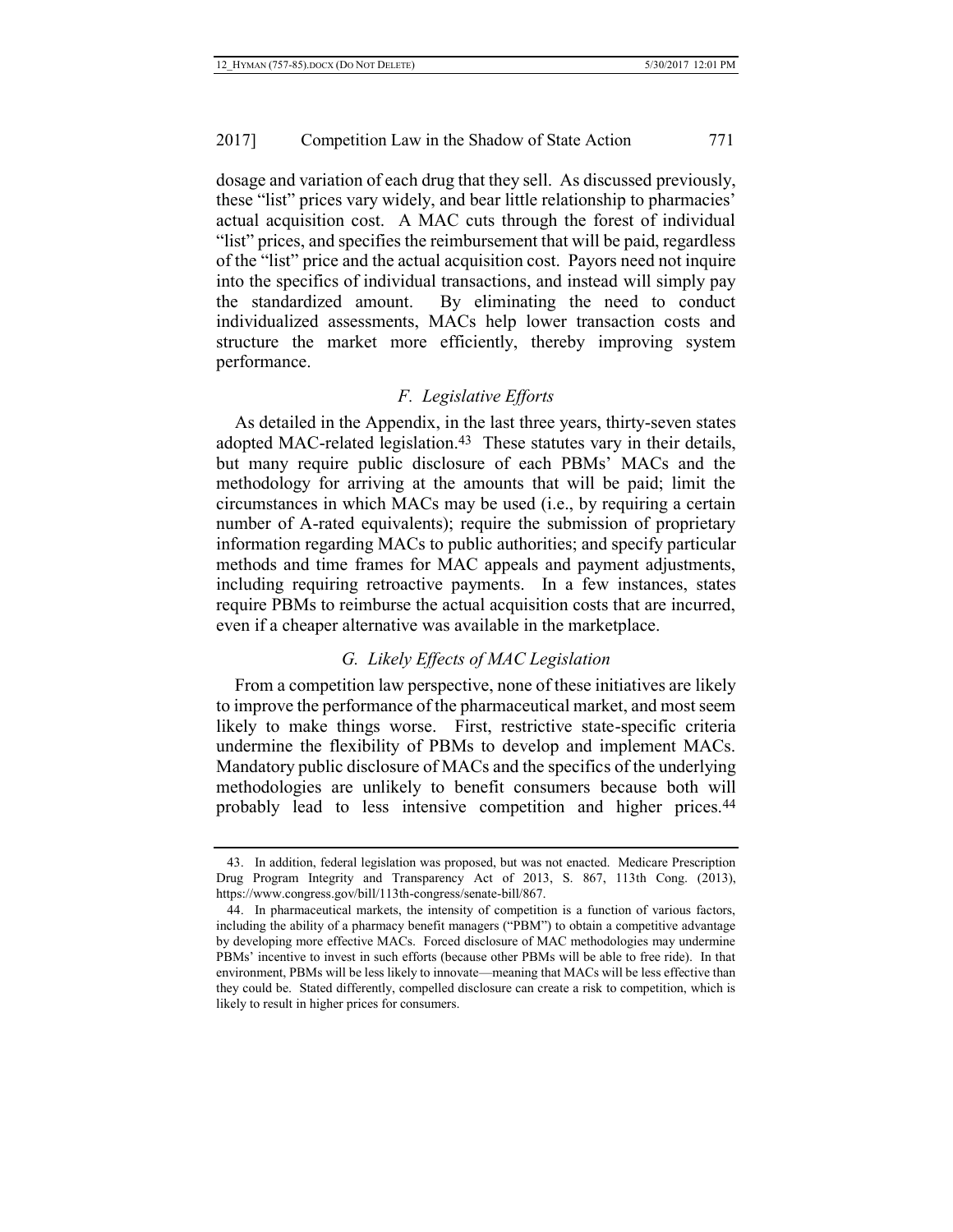dosage and variation of each drug that they sell. As discussed previously, these "list" prices vary widely, and bear little relationship to pharmacies' actual acquisition cost. A MAC cuts through the forest of individual "list" prices, and specifies the reimbursement that will be paid, regardless of the "list" price and the actual acquisition cost. Payors need not inquire into the specifics of individual transactions, and instead will simply pay the standardized amount. By eliminating the need to conduct individualized assessments, MACs help lower transaction costs and structure the market more efficiently, thereby improving system performance.

### *F. Legislative Efforts*

As detailed in the Appendix, in the last three years, thirty-seven states adopted MAC-related legislation.[43] These statutes vary in their details, but many require public disclosure of each PBMs' MACs and the methodology for arriving at the amounts that will be paid; limit the circumstances in which MACs may be used (i.e., by requiring a certain number of A-rated equivalents); require the submission of proprietary information regarding MACs to public authorities; and specify particular methods and time frames for MAC appeals and payment adjustments, including requiring retroactive payments. In a few instances, states require PBMs to reimburse the actual acquisition costs that are incurred, even if a cheaper alternative was available in the marketplace.

### *G. Likely Effects of MAC Legislation*

From a competition law perspective, none of these initiatives are likely to improve the performance of the pharmaceutical market, and most seem likely to make things worse. First, restrictive state-specific criteria undermine the flexibility of PBMs to develop and implement MACs. Mandatory public disclosure of MACs and the specifics of the underlying methodologies are unlikely to benefit consumers because both will probably lead to less intensive competition and higher prices.[44]

---

43. In addition, federal legislation was proposed, but was not enacted. Medicare Prescription Drug Program Integrity and Transparency Act of 2013, S. 867, 113th Cong. (2013), https://www.congress.gov/bill/113th-congress/senate-bill/867.

44. In pharmaceutical markets, the intensity of competition is a function of various factors, including the ability of a pharmacy benefit managers ("PBM") to obtain a competitive advantage by developing more effective MACs. Forced disclosure of MAC methodologies may undermine PBMs' incentive to invest in such efforts (because other PBMs will be able to free ride). In that environment, PBMs will be less likely to innovate—meaning that MACs will be less effective than they could be. Stated differently, compelled disclosure can create a risk to competition, which is likely to result in higher prices for consumers.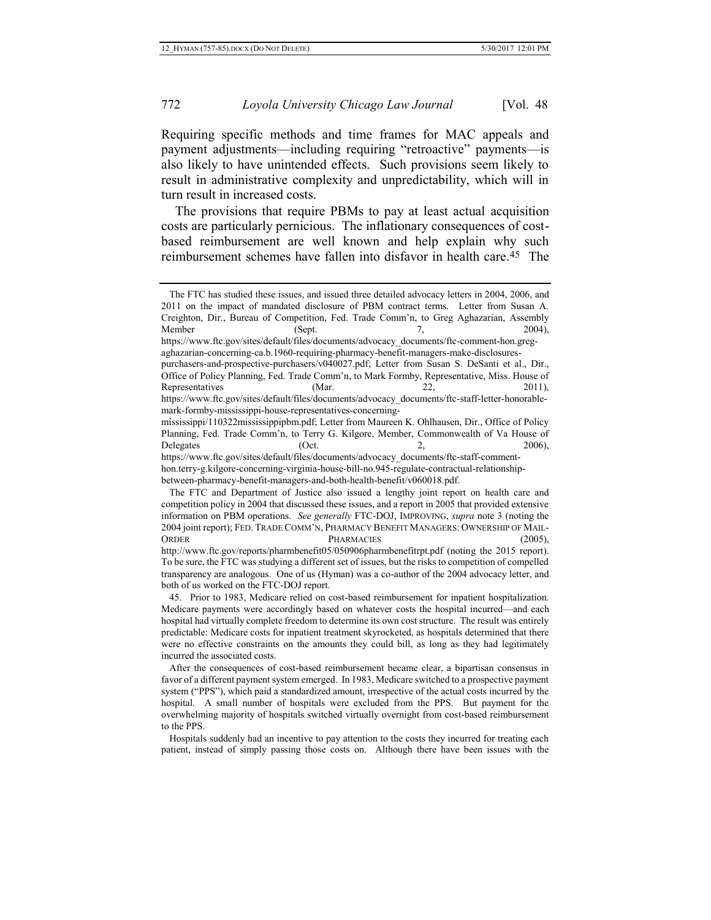Requiring specific methods and time frames for MAC appeals and payment adjustments—including requiring "retroactive" payments—is also likely to have unintended effects. Such provisions seem likely to result in administrative complexity and unpredictability, which will in turn result in increased costs.

The provisions that require PBMs to pay at least actual acquisition costs are particularly pernicious. The inflationary consequences of cost-based reimbursement are well known and help explain why such reimbursement schemes have fallen into disfavor in health care.[45] The

---

The FTC has studied these issues, and issued three detailed advocacy letters in 2004, 2006, and 2011 on the impact of mandated disclosure of PBM contract terms. Letter from Susan A. Creighton, Dir., Bureau of Competition, Fed. Trade Comm'n, to Greg Aghazarian, Assembly Member (Sept. 7, 2004), https://www.ftc.gov/sites/default/files/documents/advocacy_documents/ftc-comment-hon.greg-aghazarian-concerning-ca.b.1960-requiring-pharmacy-benefit-managers-make-disclosures-purchasers-and-prospective-purchasers/v040027.pdf; Letter from Susan S. DeSanti et al., Dir., Office of Policy Planning, Fed. Trade Comm'n, to Mark Formby, Representative, Miss. House of Representatives (Mar. 22, 2011), https://www.ftc.gov/sites/default/files/documents/advocacy_documents/ftc-staff-letter-honorable-mark-formby-mississippi-house-representatives-concerning-mississippi/110322mississippipbm.pdf; Letter from Maureen K. Ohlhausen, Dir., Office of Policy Planning, Fed. Trade Comm'n, to Terry G. Kilgore, Member, Commonwealth of Va House of Delegates (Oct. 2, 2006), https://www.ftc.gov/sites/default/files/documents/advocacy_documents/ftc-staff-comment-hon.terry-g.kilgore-concerning-virginia-house-bill-no.945-regulate-contractual-relationship-between-pharmacy-benefit-managers-and-both-health-benefit/v060018.pdf.

The FTC and Department of Justice also issued a lengthy joint report on health care and competition policy in 2004 that discussed these issues, and a report in 2005 that provided extensive information on PBM operations. *See generally* FTC-DOJ, IMPROVING, *supra* note 3 (noting the 2004 joint report); FED. TRADE COMM'N, PHARMACY BENEFIT MANAGERS: OWNERSHIP OF MAIL-ORDER PHARMACIES (2005), http://www.ftc.gov/reports/pharmbenefit05/050906pharmbenefitrpt.pdf (noting the 2015 report). To be sure, the FTC was studying a different set of issues, but the risks to competition of compelled transparency are analogous. One of us (Hyman) was a co-author of the 2004 advocacy letter, and both of us worked on the FTC-DOJ report.

45. Prior to 1983, Medicare relied on cost-based reimbursement for inpatient hospitalization. Medicare payments were accordingly based on whatever costs the hospital incurred—and each hospital had virtually complete freedom to determine its own cost structure. The result was entirely predictable: Medicare costs for inpatient treatment skyrocketed, as hospitals determined that there were no effective constraints on the amounts they could bill, as long as they had legitimately incurred the associated costs.

After the consequences of cost-based reimbursement became clear, a bipartisan consensus in favor of a different payment system emerged. In 1983, Medicare switched to a prospective payment system ("PPS"), which paid a standardized amount, irrespective of the actual costs incurred by the hospital. A small number of hospitals were excluded from the PPS. But payment for the overwhelming majority of hospitals switched virtually overnight from cost-based reimbursement to the PPS.

Hospitals suddenly had an incentive to pay attention to the costs they incurred for treating each patient, instead of simply passing those costs on. Although there have been issues with the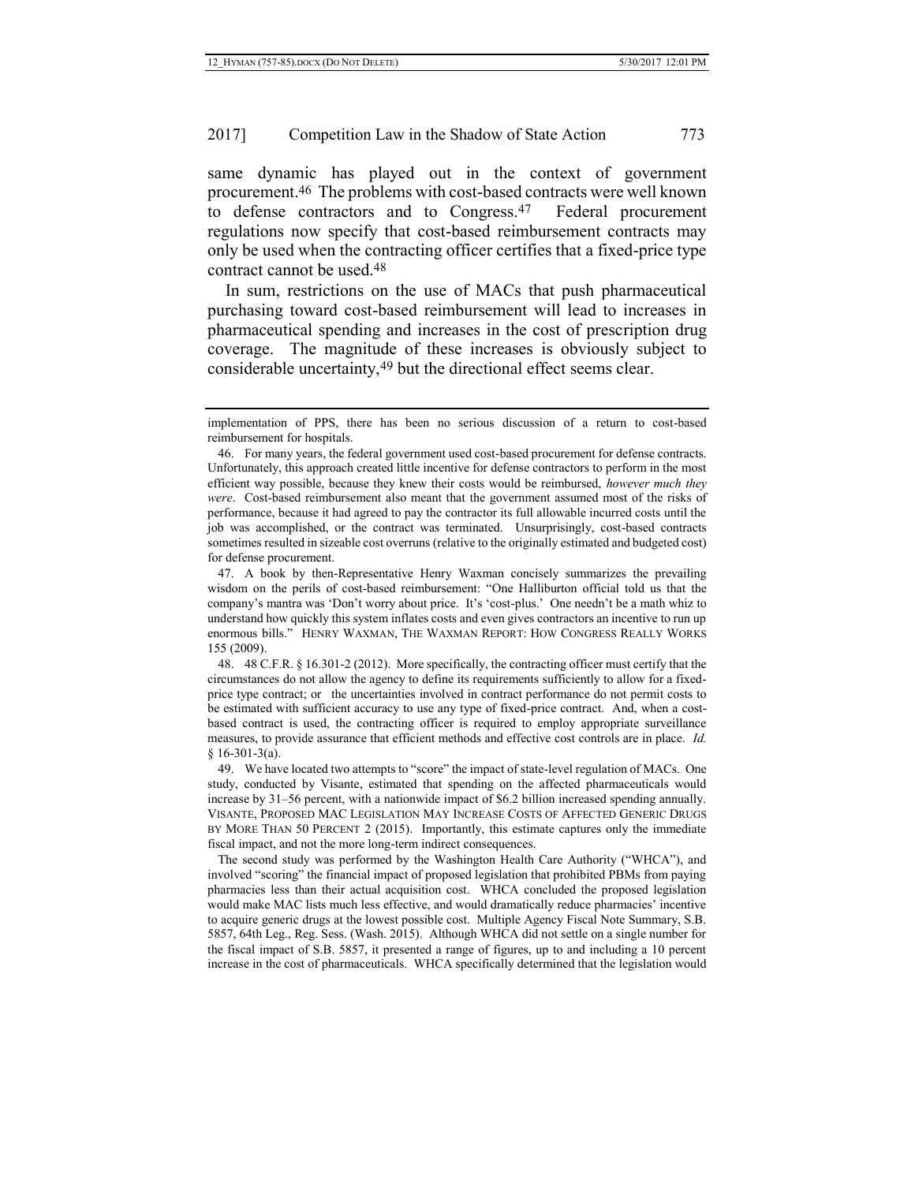same dynamic has played out in the context of government procurement.[46] The problems with cost-based contracts were well known to defense contractors and to Congress.[47] Federal procurement regulations now specify that cost-based reimbursement contracts may only be used when the contracting officer certifies that a fixed-price type contract cannot be used.[48]

In sum, restrictions on the use of MACs that push pharmaceutical purchasing toward cost-based reimbursement will lead to increases in pharmaceutical spending and increases in the cost of prescription drug coverage. The magnitude of these increases is obviously subject to considerable uncertainty,[49] but the directional effect seems clear.

---

implementation of PPS, there has been no serious discussion of a return to cost-based reimbursement for hospitals.

46. For many years, the federal government used cost-based procurement for defense contracts. Unfortunately, this approach created little incentive for defense contractors to perform in the most efficient way possible, because they knew their costs would be reimbursed, *however much they were*. Cost-based reimbursement also meant that the government assumed most of the risks of performance, because it had agreed to pay the contractor its full allowable incurred costs until the job was accomplished, or the contract was terminated. Unsurprisingly, cost-based contracts sometimes resulted in sizeable cost overruns (relative to the originally estimated and budgeted cost) for defense procurement.

47. A book by then-Representative Henry Waxman concisely summarizes the prevailing wisdom on the perils of cost-based reimbursement: "One Halliburton official told us that the company's mantra was 'Don't worry about price. It's 'cost-plus.' One needn't be a math whiz to understand how quickly this system inflates costs and even gives contractors an incentive to run up enormous bills." HENRY WAXMAN, THE WAXMAN REPORT: HOW CONGRESS REALLY WORKS 155 (2009).

48. 48 C.F.R. § 16.301-2 (2012). More specifically, the contracting officer must certify that the circumstances do not allow the agency to define its requirements sufficiently to allow for a fixed-price type contract; or the uncertainties involved in contract performance do not permit costs to be estimated with sufficient accuracy to use any type of fixed-price contract. And, when a cost-based contract is used, the contracting officer is required to employ appropriate surveillance measures, to provide assurance that efficient methods and effective cost controls are in place. *Id.* § 16-301-3(a).

49. We have located two attempts to "score" the impact of state-level regulation of MACs. One study, conducted by Visante, estimated that spending on the affected pharmaceuticals would increase by 31–56 percent, with a nationwide impact of $6.2 billion increased spending annually. VISANTE, PROPOSED MAC LEGISLATION MAY INCREASE COSTS OF AFFECTED GENERIC DRUGS BY MORE THAN 50 PERCENT 2 (2015). Importantly, this estimate captures only the immediate fiscal impact, and not the more long-term indirect consequences.

The second study was performed by the Washington Health Care Authority ("WHCA"), and involved "scoring" the financial impact of proposed legislation that prohibited PBMs from paying pharmacies less than their actual acquisition cost. WHCA concluded the proposed legislation would make MAC lists much less effective, and would dramatically reduce pharmacies' incentive to acquire generic drugs at the lowest possible cost. Multiple Agency Fiscal Note Summary, S.B. 5857, 64th Leg., Reg. Sess. (Wash. 2015). Although WHCA did not settle on a single number for the fiscal impact of S.B. 5857, it presented a range of figures, up to and including a 10 percent increase in the cost of pharmaceuticals. WHCA specifically determined that the legislation would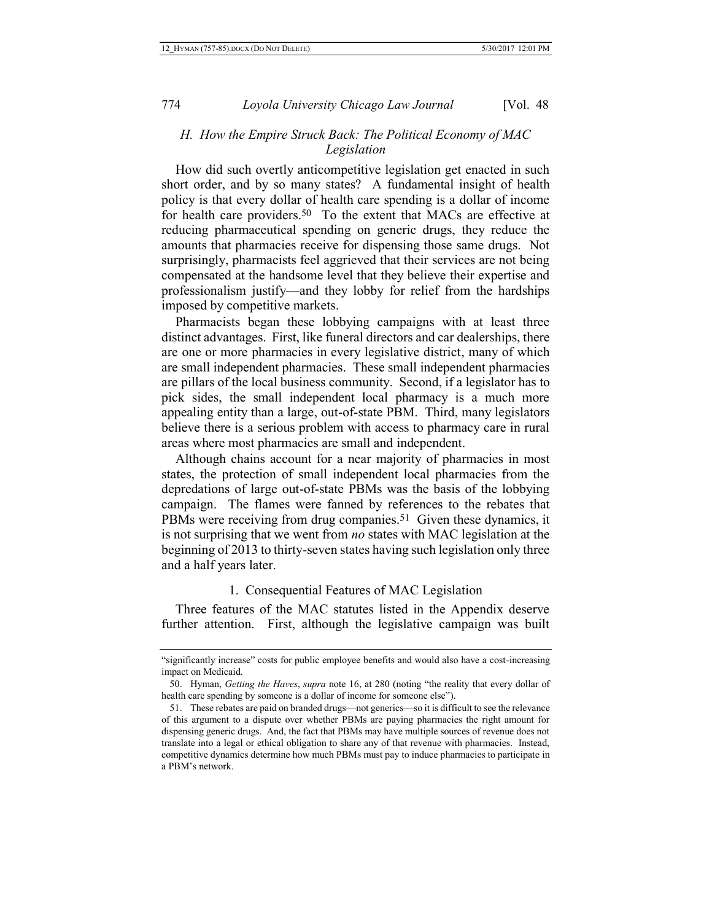### *H. How the Empire Struck Back: The Political Economy of MAC Legislation*

How did such overtly anticompetitive legislation get enacted in such short order, and by so many states? A fundamental insight of health policy is that every dollar of health care spending is a dollar of income for health care providers.[50] To the extent that MACs are effective at reducing pharmaceutical spending on generic drugs, they reduce the amounts that pharmacies receive for dispensing those same drugs. Not surprisingly, pharmacists feel aggrieved that their services are not being compensated at the handsome level that they believe their expertise and professionalism justify—and they lobby for relief from the hardships imposed by competitive markets.

Pharmacists began these lobbying campaigns with at least three distinct advantages. First, like funeral directors and car dealerships, there are one or more pharmacies in every legislative district, many of which are small independent pharmacies. These small independent pharmacies are pillars of the local business community. Second, if a legislator has to pick sides, the small independent local pharmacy is a much more appealing entity than a large, out-of-state PBM. Third, many legislators believe there is a serious problem with access to pharmacy care in rural areas where most pharmacies are small and independent.

Although chains account for a near majority of pharmacies in most states, the protection of small independent local pharmacies from the depredations of large out-of-state PBMs was the basis of the lobbying campaign. The flames were fanned by references to the rebates that PBMs were receiving from drug companies.[51] Given these dynamics, it is not surprising that we went from *no* states with MAC legislation at the beginning of 2013 to thirty-seven states having such legislation only three and a half years later.

#### 1. Consequential Features of MAC Legislation

Three features of the MAC statutes listed in the Appendix deserve further attention. First, although the legislative campaign was built

---

"significantly increase" costs for public employee benefits and would also have a cost-increasing impact on Medicaid.

50. Hyman, *Getting the Haves*, *supra* note 16, at 280 (noting "the reality that every dollar of health care spending by someone is a dollar of income for someone else").

51. These rebates are paid on branded drugs—not generics—so it is difficult to see the relevance of this argument to a dispute over whether PBMs are paying pharmacies the right amount for dispensing generic drugs. And, the fact that PBMs may have multiple sources of revenue does not translate into a legal or ethical obligation to share any of that revenue with pharmacies. Instead, competitive dynamics determine how much PBMs must pay to induce pharmacies to participate in a PBM's network.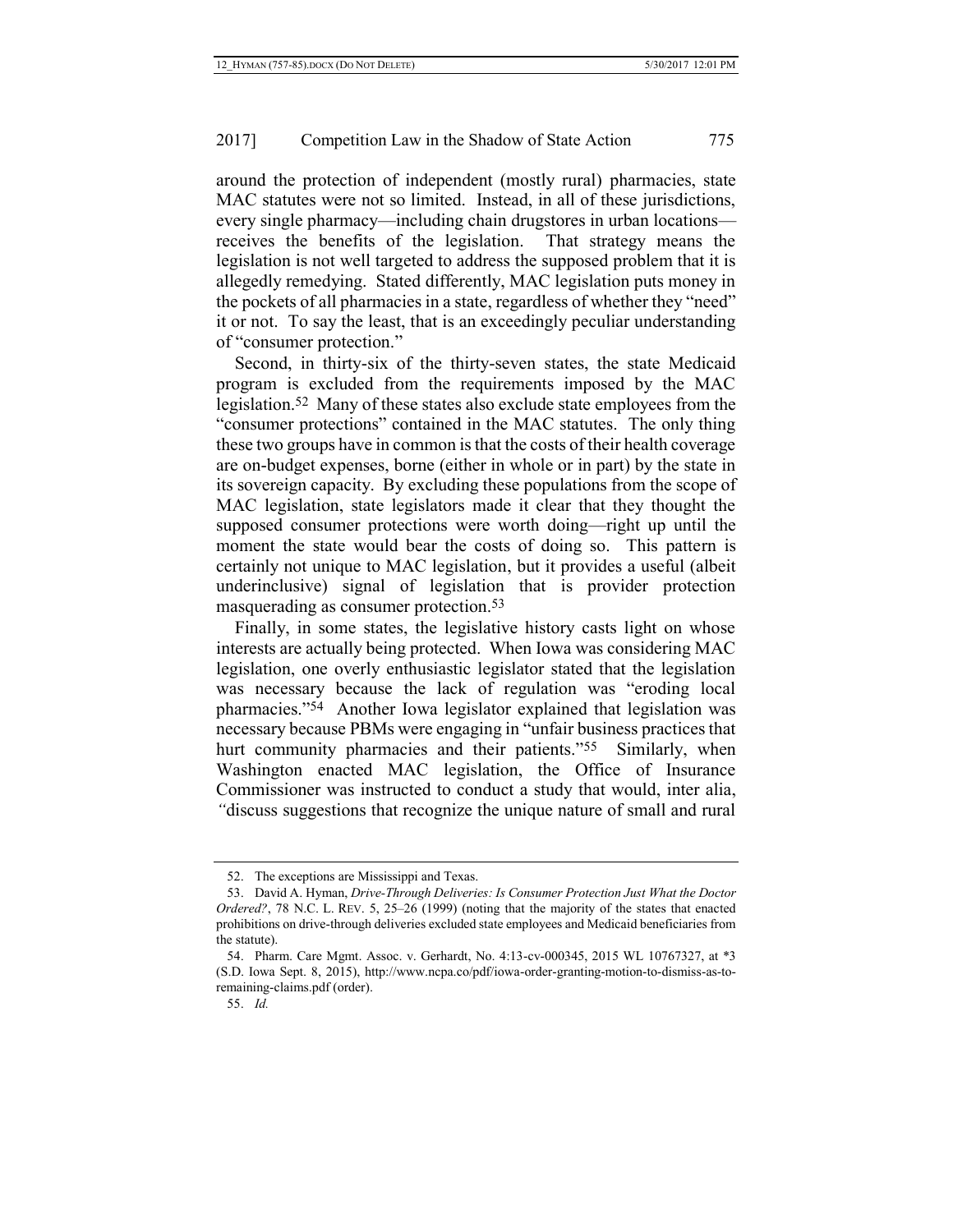around the protection of independent (mostly rural) pharmacies, state MAC statutes were not so limited. Instead, in all of these jurisdictions, every single pharmacy—including chain drugstores in urban locations—receives the benefits of the legislation. That strategy means the legislation is not well targeted to address the supposed problem that it is allegedly remedying. Stated differently, MAC legislation puts money in the pockets of all pharmacies in a state, regardless of whether they "need" it or not. To say the least, that is an exceedingly peculiar understanding of "consumer protection."

Second, in thirty-six of the thirty-seven states, the state Medicaid program is excluded from the requirements imposed by the MAC legislation.[52] Many of these states also exclude state employees from the "consumer protections" contained in the MAC statutes. The only thing these two groups have in common is that the costs of their health coverage are on-budget expenses, borne (either in whole or in part) by the state in its sovereign capacity. By excluding these populations from the scope of MAC legislation, state legislators made it clear that they thought the supposed consumer protections were worth doing—right up until the moment the state would bear the costs of doing so. This pattern is certainly not unique to MAC legislation, but it provides a useful (albeit underinclusive) signal of legislation that is provider protection masquerading as consumer protection.[53]

Finally, in some states, the legislative history casts light on whose interests are actually being protected. When Iowa was considering MAC legislation, one overly enthusiastic legislator stated that the legislation was necessary because the lack of regulation was "eroding local pharmacies."[54] Another Iowa legislator explained that legislation was necessary because PBMs were engaging in "unfair business practices that hurt community pharmacies and their patients."[55] Similarly, when Washington enacted MAC legislation, the Office of Insurance Commissioner was instructed to conduct a study that would, inter alia, "discuss suggestions that recognize the unique nature of small and rural

---

52. The exceptions are Mississippi and Texas.

53. David A. Hyman, *Drive-Through Deliveries: Is Consumer Protection Just What the Doctor Ordered?*, 78 N.C. L. REV. 5, 25–26 (1999) (noting that the majority of the states that enacted prohibitions on drive-through deliveries excluded state employees and Medicaid beneficiaries from the statute).

54. Pharm. Care Mgmt. Assoc. v. Gerhardt, No. 4:13-cv-000345, 2015 WL 10767327, at *3 (S.D. Iowa Sept. 8, 2015), http://www.ncpa.co/pdf/iowa-order-granting-motion-to-dismiss-as-to-remaining-claims.pdf (order).

55. *Id.*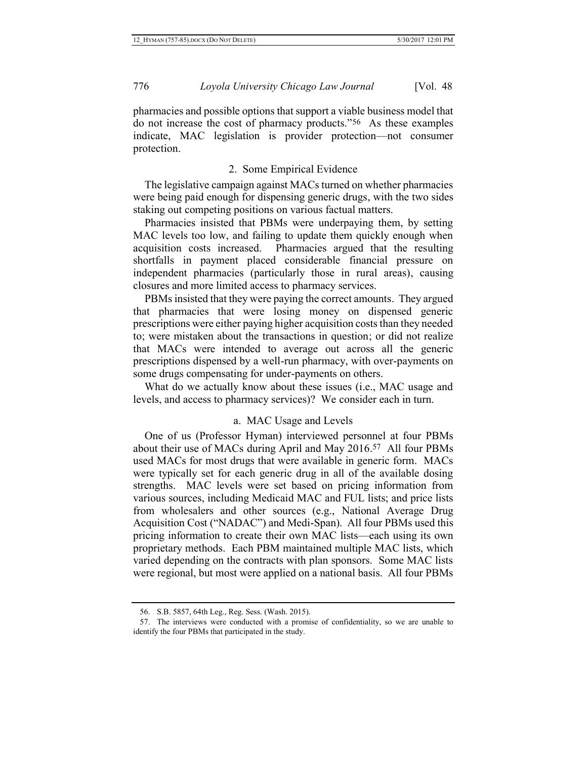pharmacies and possible options that support a viable business model that do not increase the cost of pharmacy products."[56] As these examples indicate, MAC legislation is provider protection—not consumer protection.

### 2. Some Empirical Evidence

The legislative campaign against MACs turned on whether pharmacies were being paid enough for dispensing generic drugs, with the two sides staking out competing positions on various factual matters.

Pharmacies insisted that PBMs were underpaying them, by setting MAC levels too low, and failing to update them quickly enough when acquisition costs increased. Pharmacies argued that the resulting shortfalls in payment placed considerable financial pressure on independent pharmacies (particularly those in rural areas), causing closures and more limited access to pharmacy services.

PBMs insisted that they were paying the correct amounts. They argued that pharmacies that were losing money on dispensed generic prescriptions were either paying higher acquisition costs than they needed to; were mistaken about the transactions in question; or did not realize that MACs were intended to average out across all the generic prescriptions dispensed by a well-run pharmacy, with over-payments on some drugs compensating for under-payments on others.

What do we actually know about these issues (i.e., MAC usage and levels, and access to pharmacy services)? We consider each in turn.

#### a. MAC Usage and Levels

One of us (Professor Hyman) interviewed personnel at four PBMs about their use of MACs during April and May 2016.[57] All four PBMs used MACs for most drugs that were available in generic form. MACs were typically set for each generic drug in all of the available dosing strengths. MAC levels were set based on pricing information from various sources, including Medicaid MAC and FUL lists; and price lists from wholesalers and other sources (e.g., National Average Drug Acquisition Cost ("NADAC") and Medi-Span). All four PBMs used this pricing information to create their own MAC lists—each using its own proprietary methods. Each PBM maintained multiple MAC lists, which varied depending on the contracts with plan sponsors. Some MAC lists were regional, but most were applied on a national basis. All four PBMs

56. S.B. 5857, 64th Leg., Reg. Sess. (Wash. 2015).

57. The interviews were conducted with a promise of confidentiality, so we are unable to identify the four PBMs that participated in the study.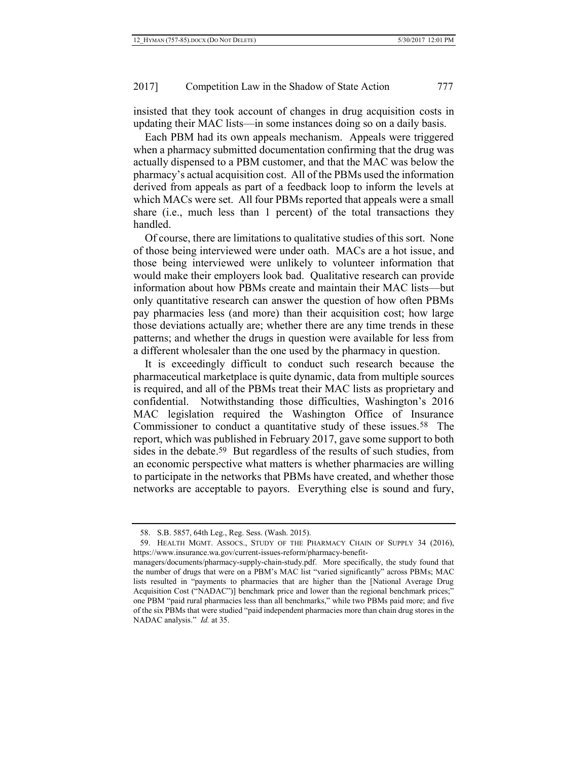insisted that they took account of changes in drug acquisition costs in updating their MAC lists—in some instances doing so on a daily basis.

Each PBM had its own appeals mechanism. Appeals were triggered when a pharmacy submitted documentation confirming that the drug was actually dispensed to a PBM customer, and that the MAC was below the pharmacy's actual acquisition cost. All of the PBMs used the information derived from appeals as part of a feedback loop to inform the levels at which MACs were set. All four PBMs reported that appeals were a small share (i.e., much less than 1 percent) of the total transactions they handled.

Of course, there are limitations to qualitative studies of this sort. None of those being interviewed were under oath. MACs are a hot issue, and those being interviewed were unlikely to volunteer information that would make their employers look bad. Qualitative research can provide information about how PBMs create and maintain their MAC lists—but only quantitative research can answer the question of how often PBMs pay pharmacies less (and more) than their acquisition cost; how large those deviations actually are; whether there are any time trends in these patterns; and whether the drugs in question were available for less from a different wholesaler than the one used by the pharmacy in question.

It is exceedingly difficult to conduct such research because the pharmaceutical marketplace is quite dynamic, data from multiple sources is required, and all of the PBMs treat their MAC lists as proprietary and confidential. Notwithstanding those difficulties, Washington's 2016 MAC legislation required the Washington Office of Insurance Commissioner to conduct a quantitative study of these issues.[58] The report, which was published in February 2017, gave some support to both sides in the debate.[59] But regardless of the results of such studies, from an economic perspective what matters is whether pharmacies are willing to participate in the networks that PBMs have created, and whether those networks are acceptable to payors. Everything else is sound and fury,

---

58. S.B. 5857, 64th Leg., Reg. Sess. (Wash. 2015).

59. HEALTH MGMT. ASSOCS., STUDY OF THE PHARMACY CHAIN OF SUPPLY 34 (2016), https://www.insurance.wa.gov/current-issues-reform/pharmacy-benefit-managers/documents/pharmacy-supply-chain-study.pdf. More specifically, the study found that the number of drugs that were on a PBM's MAC list "varied significantly" across PBMs; MAC lists resulted in "payments to pharmacies that are higher than the [National Average Drug Acquisition Cost ("NADAC")] benchmark price and lower than the regional benchmark prices;" one PBM "paid rural pharmacies less than all benchmarks," while two PBMs paid more; and five of the six PBMs that were studied "paid independent pharmacies more than chain drug stores in the NADAC analysis." *Id.* at 35.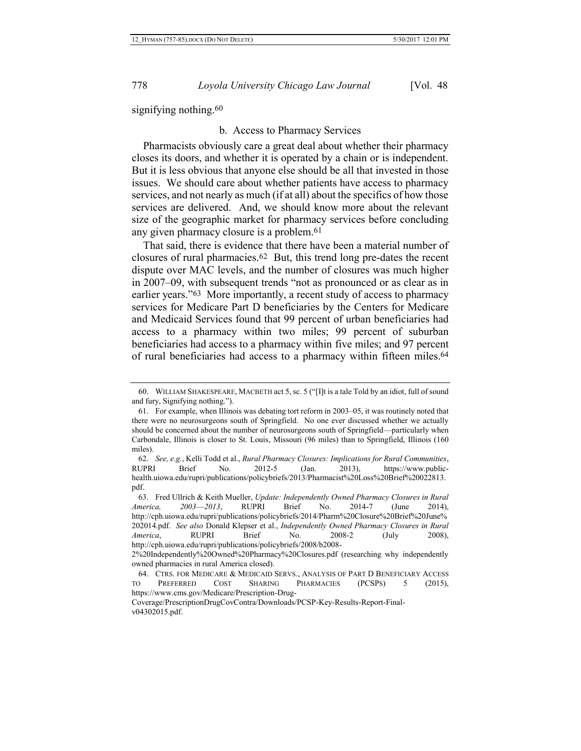signifying nothing.[60]

### b. Access to Pharmacy Services

Pharmacists obviously care a great deal about whether their pharmacy closes its doors, and whether it is operated by a chain or is independent. But it is less obvious that anyone else should be all that invested in those issues. We should care about whether patients have access to pharmacy services, and not nearly as much (if at all) about the specifics of how those services are delivered. And, we should know more about the relevant size of the geographic market for pharmacy services before concluding any given pharmacy closure is a problem.[61]

That said, there is evidence that there have been a material number of closures of rural pharmacies.[62] But, this trend long pre-dates the recent dispute over MAC levels, and the number of closures was much higher in 2007–09, with subsequent trends "not as pronounced or as clear as in earlier years."[63] More importantly, a recent study of access to pharmacy services for Medicare Part D beneficiaries by the Centers for Medicare and Medicaid Services found that 99 percent of urban beneficiaries had access to a pharmacy within two miles; 99 percent of suburban beneficiaries had access to a pharmacy within five miles; and 97 percent of rural beneficiaries had access to a pharmacy within fifteen miles.[64]

---

60. WILLIAM SHAKESPEARE, MACBETH act 5, sc. 5 ("[I]t is a tale Told by an idiot, full of sound and fury, Signifying nothing.").

61. For example, when Illinois was debating tort reform in 2003–05, it was routinely noted that there were no neurosurgeons south of Springfield. No one ever discussed whether we actually should be concerned about the number of neurosurgeons south of Springfield—particularly when Carbondale, Illinois is closer to St. Louis, Missouri (96 miles) than to Springfield, Illinois (160 miles).

62. *See, e.g.*, Kelli Todd et al., *Rural Pharmacy Closures: Implications for Rural Communities*, RUPRI Brief No. 2012-5 (Jan. 2013), https://www.public-health.uiowa.edu/rupri/publications/policybriefs/2013/Pharmacist%20Loss%20Brief%20022813.pdf.

63. Fred Ullrich & Keith Mueller, *Update: Independently Owned Pharmacy Closures in Rural America, 2003—2013*, RUPRI Brief No. 2014-7 (June 2014), http://cph.uiowa.edu/rupri/publications/policybriefs/2014/Pharm%20Closure%20Brief%20June%202014.pdf. *See also* Donald Klepser et al., *Independently Owned Pharmacy Closures in Rural America*, RUPRI Brief No. 2008-2 (July 2008), http://cph.uiowa.edu/rupri/publications/policybriefs/2008/b2008-2%20Independently%20Owned%20Pharmacy%20Closures.pdf (researching why independently owned pharmacies in rural America closed).

64. CTRS. FOR MEDICARE & MEDICAID SERVS., ANALYSIS OF PART D BENEFICIARY ACCESS TO PREFERRED COST SHARING PHARMACIES (PCSPS) 5 (2015), https://www.cms.gov/Medicare/Prescription-Drug-Coverage/PrescriptionDrugCovContra/Downloads/PCSP-Key-Results-Report-Final-v04302015.pdf.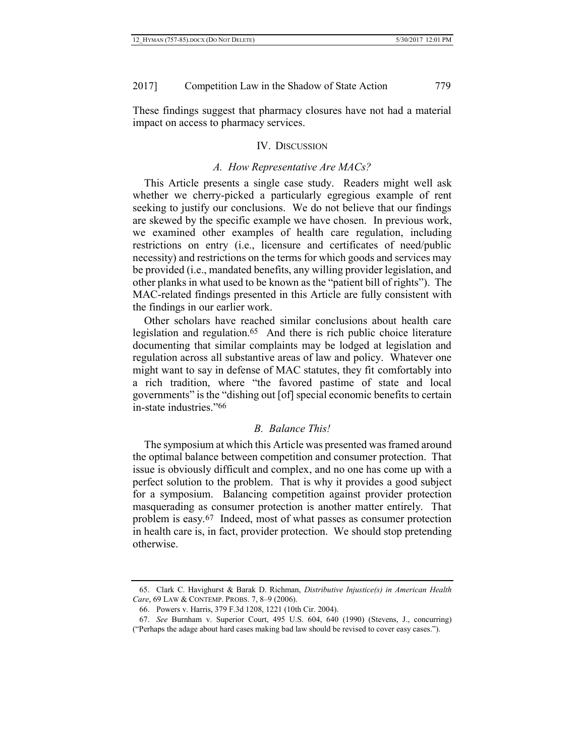These findings suggest that pharmacy closures have not had a material impact on access to pharmacy services.

## IV. DISCUSSION

### *A. How Representative Are MACs?*

This Article presents a single case study. Readers might well ask whether we cherry-picked a particularly egregious example of rent seeking to justify our conclusions. We do not believe that our findings are skewed by the specific example we have chosen. In previous work, we examined other examples of health care regulation, including restrictions on entry (i.e., licensure and certificates of need/public necessity) and restrictions on the terms for which goods and services may be provided (i.e., mandated benefits, any willing provider legislation, and other planks in what used to be known as the "patient bill of rights"). The MAC-related findings presented in this Article are fully consistent with the findings in our earlier work.

Other scholars have reached similar conclusions about health care legislation and regulation.[65] And there is rich public choice literature documenting that similar complaints may be lodged at legislation and regulation across all substantive areas of law and policy. Whatever one might want to say in defense of MAC statutes, they fit comfortably into a rich tradition, where "the favored pastime of state and local governments" is the "dishing out [of] special economic benefits to certain in-state industries."[66]

### *B. Balance This!*

The symposium at which this Article was presented was framed around the optimal balance between competition and consumer protection. That issue is obviously difficult and complex, and no one has come up with a perfect solution to the problem. That is why it provides a good subject for a symposium. Balancing competition against provider protection masquerading as consumer protection is another matter entirely. That problem is easy.[67] Indeed, most of what passes as consumer protection in health care is, in fact, provider protection. We should stop pretending otherwise.

---

65. Clark C. Havighurst & Barak D. Richman, *Distributive Injustice(s) in American Health Care*, 69 LAW & CONTEMP. PROBS. 7, 8–9 (2006).

66. Powers v. Harris, 379 F.3d 1208, 1221 (10th Cir. 2004).

67. *See* Burnham v. Superior Court, 495 U.S. 604, 640 (1990) (Stevens, J., concurring) ("Perhaps the adage about hard cases making bad law should be revised to cover easy cases.").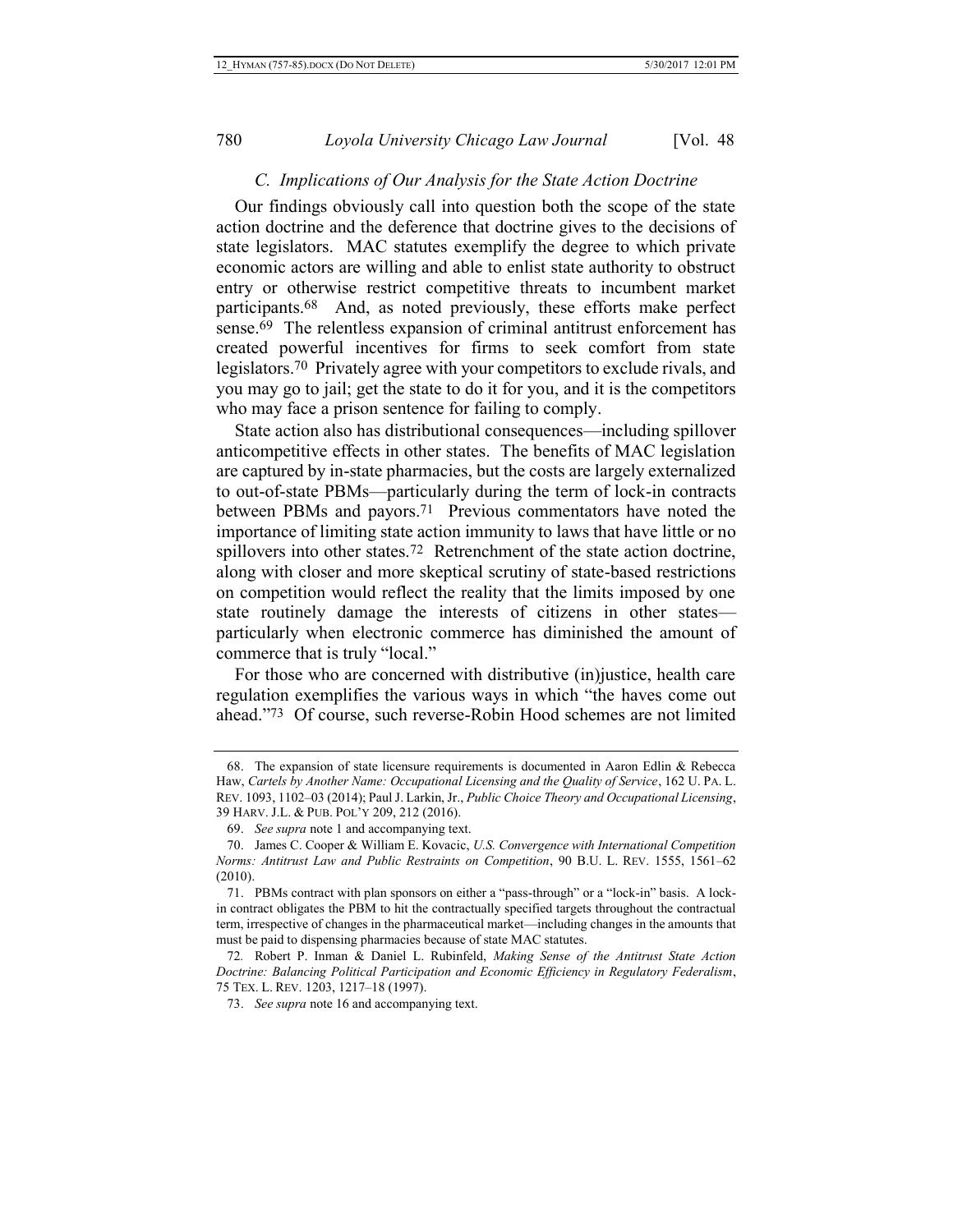### *C. Implications of Our Analysis for the State Action Doctrine*

Our findings obviously call into question both the scope of the state action doctrine and the deference that doctrine gives to the decisions of state legislators. MAC statutes exemplify the degree to which private economic actors are willing and able to enlist state authority to obstruct entry or otherwise restrict competitive threats to incumbent market participants.[68] And, as noted previously, these efforts make perfect sense.[69] The relentless expansion of criminal antitrust enforcement has created powerful incentives for firms to seek comfort from state legislators.[70] Privately agree with your competitors to exclude rivals, and you may go to jail; get the state to do it for you, and it is the competitors who may face a prison sentence for failing to comply.

State action also has distributional consequences—including spillover anticompetitive effects in other states. The benefits of MAC legislation are captured by in-state pharmacies, but the costs are largely externalized to out-of-state PBMs—particularly during the term of lock-in contracts between PBMs and payors.[71] Previous commentators have noted the importance of limiting state action immunity to laws that have little or no spillovers into other states.[72] Retrenchment of the state action doctrine, along with closer and more skeptical scrutiny of state-based restrictions on competition would reflect the reality that the limits imposed by one state routinely damage the interests of citizens in other states—particularly when electronic commerce has diminished the amount of commerce that is truly "local."

For those who are concerned with distributive (in)justice, health care regulation exemplifies the various ways in which "the haves come out ahead."[73] Of course, such reverse-Robin Hood schemes are not limited

---

68. The expansion of state licensure requirements is documented in Aaron Edlin & Rebecca Haw, *Cartels by Another Name: Occupational Licensing and the Quality of Service*, 162 U. PA. L. REV. 1093, 1102–03 (2014); Paul J. Larkin, Jr., *Public Choice Theory and Occupational Licensing*, 39 HARV. J.L. & PUB. POL'Y 209, 212 (2016).

69. *See supra* note 1 and accompanying text.

70. James C. Cooper & William E. Kovacic, *U.S. Convergence with International Competition Norms: Antitrust Law and Public Restraints on Competition*, 90 B.U. L. REV. 1555, 1561–62 (2010).

71. PBMs contract with plan sponsors on either a "pass-through" or a "lock-in" basis. A lock-in contract obligates the PBM to hit the contractually specified targets throughout the contractual term, irrespective of changes in the pharmaceutical market—including changes in the amounts that must be paid to dispensing pharmacies because of state MAC statutes.

72. Robert P. Inman & Daniel L. Rubinfeld, *Making Sense of the Antitrust State Action Doctrine: Balancing Political Participation and Economic Efficiency in Regulatory Federalism*, 75 TEX. L. REV. 1203, 1217–18 (1997).

73. *See supra* note 16 and accompanying text.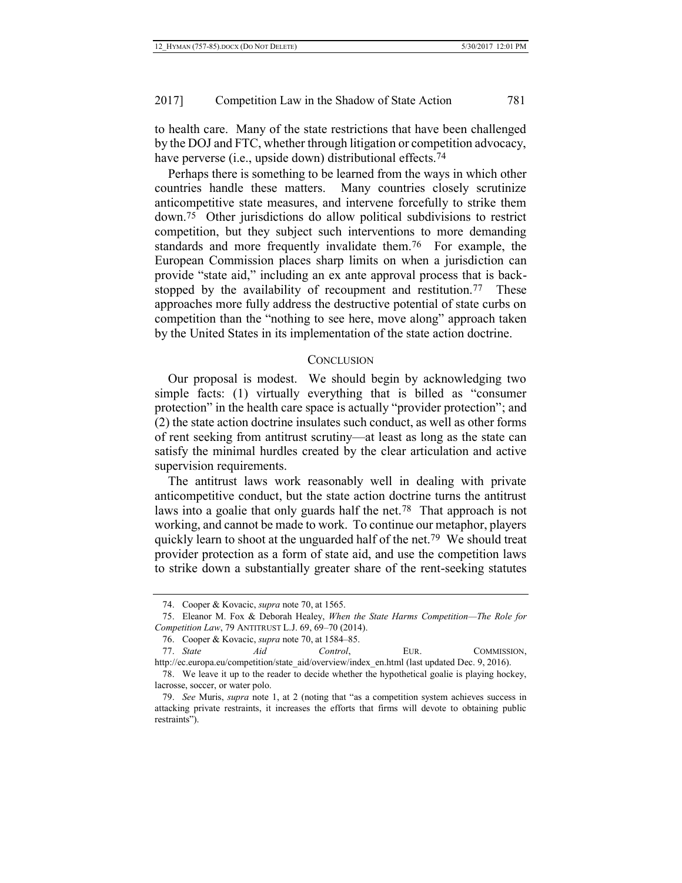to health care. Many of the state restrictions that have been challenged by the DOJ and FTC, whether through litigation or competition advocacy, have perverse (i.e., upside down) distributional effects.[74]

Perhaps there is something to be learned from the ways in which other countries handle these matters. Many countries closely scrutinize anticompetitive state measures, and intervene forcefully to strike them down.[75] Other jurisdictions do allow political subdivisions to restrict competition, but they subject such interventions to more demanding standards and more frequently invalidate them.[76] For example, the European Commission places sharp limits on when a jurisdiction can provide "state aid," including an ex ante approval process that is back-stopped by the availability of recoupment and restitution.[77] These approaches more fully address the destructive potential of state curbs on competition than the "nothing to see here, move along" approach taken by the United States in its implementation of the state action doctrine.

## CONCLUSION

Our proposal is modest. We should begin by acknowledging two simple facts: (1) virtually everything that is billed as "consumer protection" in the health care space is actually "provider protection"; and (2) the state action doctrine insulates such conduct, as well as other forms of rent seeking from antitrust scrutiny—at least as long as the state can satisfy the minimal hurdles created by the clear articulation and active supervision requirements.

The antitrust laws work reasonably well in dealing with private anticompetitive conduct, but the state action doctrine turns the antitrust laws into a goalie that only guards half the net.[78] That approach is not working, and cannot be made to work. To continue our metaphor, players quickly learn to shoot at the unguarded half of the net.[79] We should treat provider protection as a form of state aid, and use the competition laws to strike down a substantially greater share of the rent-seeking statutes

---

74. Cooper & Kovacic, *supra* note 70, at 1565.

75. Eleanor M. Fox & Deborah Healey, *When the State Harms Competition—The Role for Competition Law*, 79 ANTITRUST L.J. 69, 69–70 (2014).

76. Cooper & Kovacic, *supra* note 70, at 1584–85.

77. *State Aid Control*, EUR. COMMISSION, http://ec.europa.eu/competition/state_aid/overview/index_en.html (last updated Dec. 9, 2016).

78. We leave it up to the reader to decide whether the hypothetical goalie is playing hockey, lacrosse, soccer, or water polo.

79. *See* Muris, *supra* note 1, at 2 (noting that "as a competition system achieves success in attacking private restraints, it increases the efforts that firms will devote to obtaining public restraints").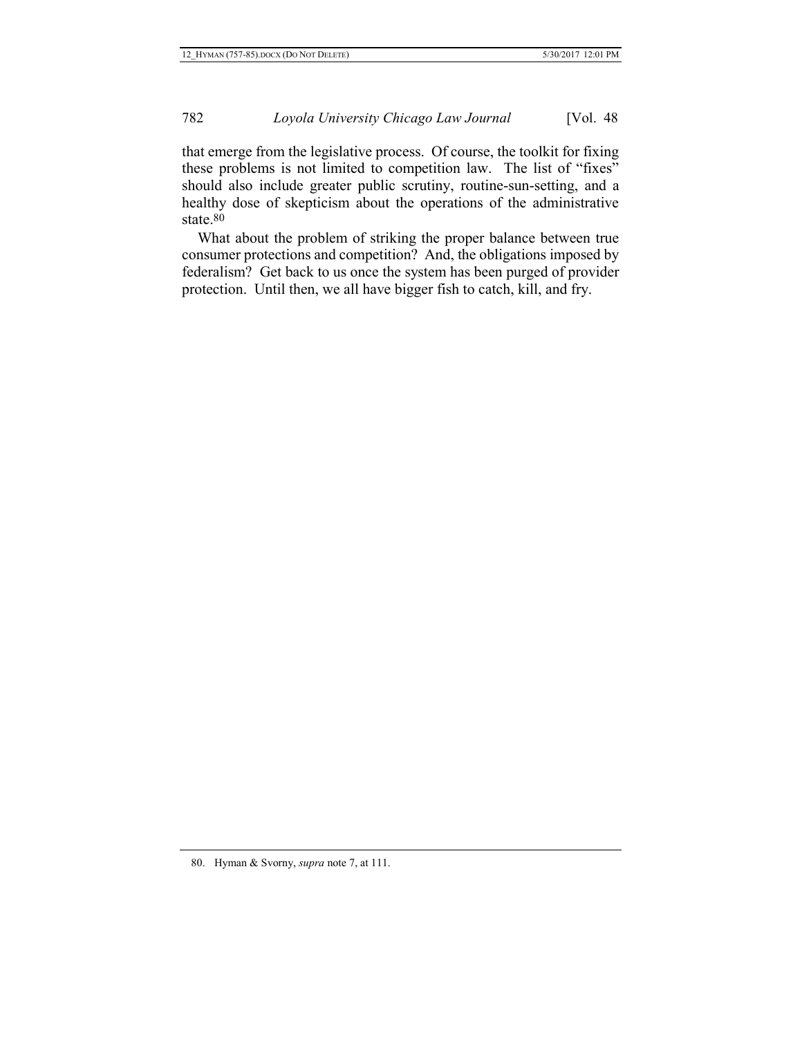that emerge from the legislative process. Of course, the toolkit for fixing these problems is not limited to competition law. The list of "fixes" should also include greater public scrutiny, routine-sun-setting, and a healthy dose of skepticism about the operations of the administrative state.[80]

What about the problem of striking the proper balance between true consumer protections and competition? And, the obligations imposed by federalism? Get back to us once the system has been purged of provider protection. Until then, we all have bigger fish to catch, kill, and fry.

---

80. Hyman & Svorny, *supra* note 7, at 111.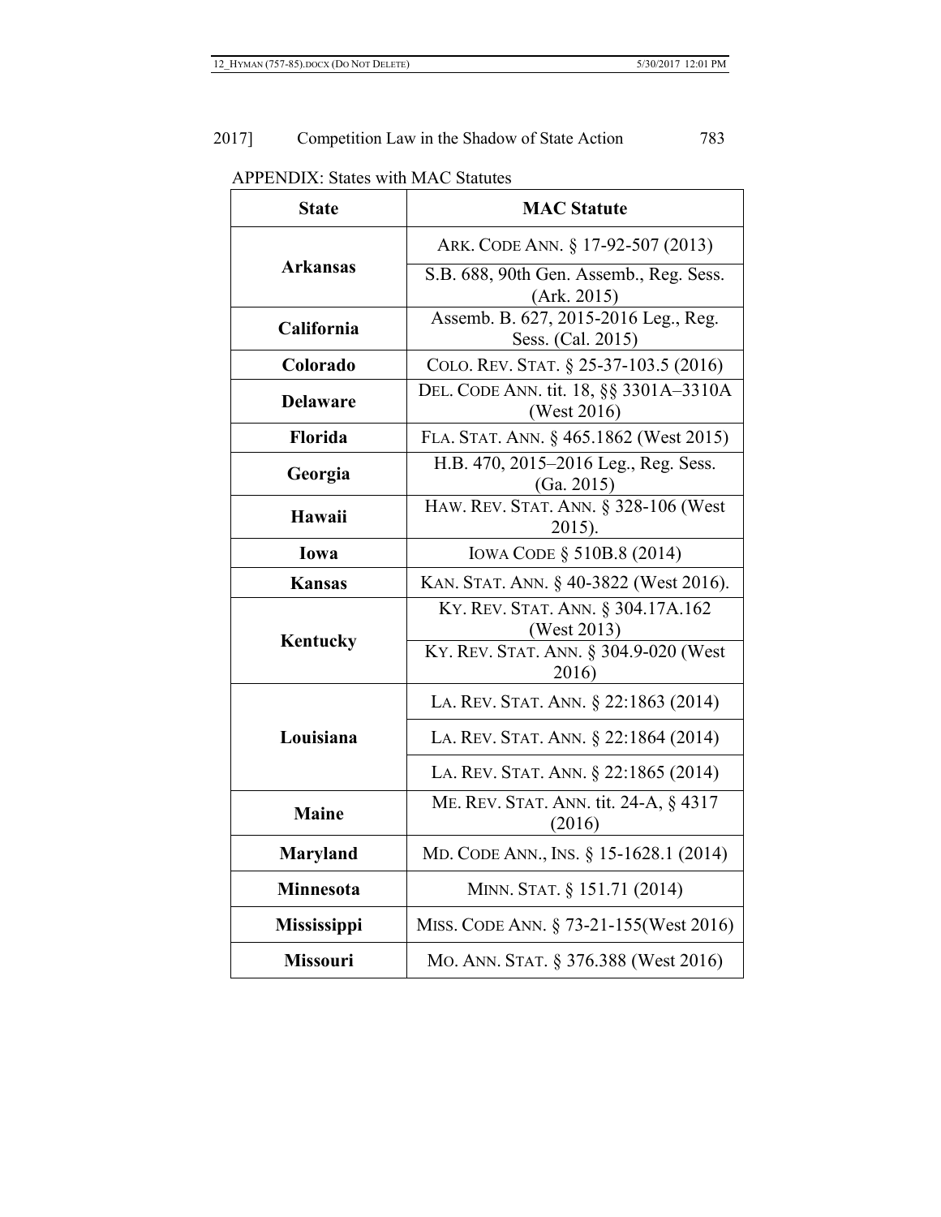APPENDIX: States with MAC Statutes

| State | MAC Statute |
|---|---|
| **Arkansas** | ARK. CODE ANN. § 17-92-507 (2013) |
| | S.B. 688, 90th Gen. Assemb., Reg. Sess. (Ark. 2015) |
| **California** | Assemb. B. 627, 2015-2016 Leg., Reg. Sess. (Cal. 2015) |
| **Colorado** | COLO. REV. STAT. § 25-37-103.5 (2016) |
| **Delaware** | DEL. CODE ANN. tit. 18, §§ 3301A–3310A (West 2016) |
| **Florida** | FLA. STAT. ANN. § 465.1862 (West 2015) |
| **Georgia** | H.B. 470, 2015–2016 Leg., Reg. Sess. (Ga. 2015) |
| **Hawaii** | HAW. REV. STAT. ANN. § 328-106 (West 2015). |
| **Iowa** | IOWA CODE § 510B.8 (2014) |
| **Kansas** | KAN. STAT. ANN. § 40-3822 (West 2016). |
| **Kentucky** | KY. REV. STAT. ANN. § 304.17A.162 (West 2013) |
| | KY. REV. STAT. ANN. § 304.9-020 (West 2016) |
| **Louisiana** | LA. REV. STAT. ANN. § 22:1863 (2014) |
| | LA. REV. STAT. ANN. § 22:1864 (2014) |
| | LA. REV. STAT. ANN. § 22:1865 (2014) |
| **Maine** | ME. REV. STAT. ANN. tit. 24-A, § 4317 (2016) |
| **Maryland** | MD. CODE ANN., INS. § 15-1628.1 (2014) |
| **Minnesota** | MINN. STAT. § 151.71 (2014) |
| **Mississippi** | MISS. CODE ANN. § 73-21-155(West 2016) |
| **Missouri** | MO. ANN. STAT. § 376.388 (West 2016) |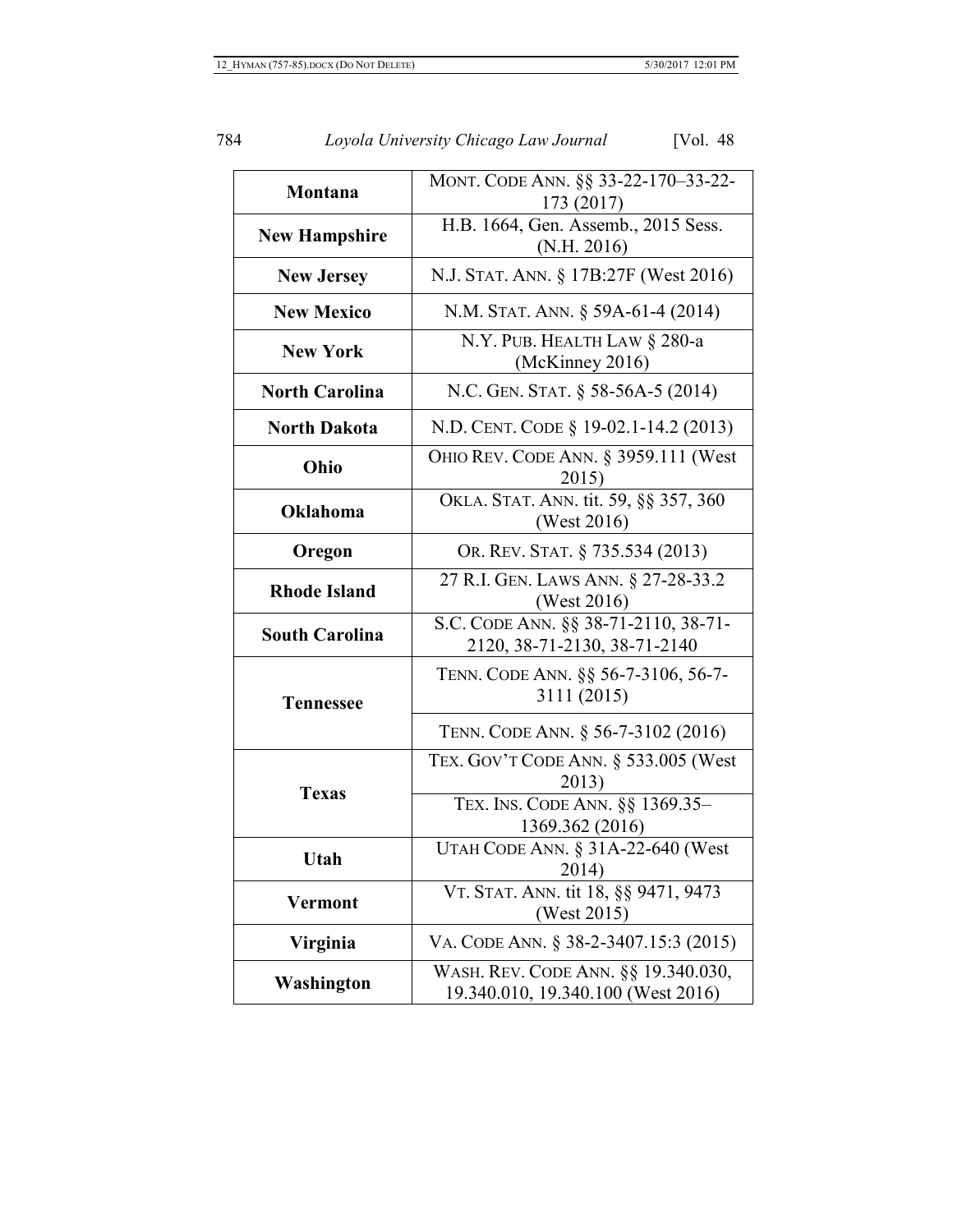| | |
|---|---|
| **Montana** | MONT. CODE ANN. §§ 33-22-170–33-22-173 (2017) |
| **New Hampshire** | H.B. 1664, Gen. Assemb., 2015 Sess. (N.H. 2016) |
| **New Jersey** | N.J. STAT. ANN. § 17B:27F (West 2016) |
| **New Mexico** | N.M. STAT. ANN. § 59A-61-4 (2014) |
| **New York** | N.Y. PUB. HEALTH LAW § 280-a (McKinney 2016) |
| **North Carolina** | N.C. GEN. STAT. § 58-56A-5 (2014) |
| **North Dakota** | N.D. CENT. CODE § 19-02.1-14.2 (2013) |
| **Ohio** | OHIO REV. CODE ANN. § 3959.111 (West 2015) |
| **Oklahoma** | OKLA. STAT. ANN. tit. 59, §§ 357, 360 (West 2016) |
| **Oregon** | OR. REV. STAT. § 735.534 (2013) |
| **Rhode Island** | 27 R.I. GEN. LAWS ANN. § 27-28-33.2 (West 2016) |
| **South Carolina** | S.C. CODE ANN. §§ 38-71-2110, 38-71-2120, 38-71-2130, 38-71-2140 |
| **Tennessee** | TENN. CODE ANN. §§ 56-7-3106, 56-7-3111 (2015) |
| | TENN. CODE ANN. § 56-7-3102 (2016) |
| **Texas** | TEX. GOV'T CODE ANN. § 533.005 (West 2013) |
| | TEX. INS. CODE ANN. §§ 1369.35–1369.362 (2016) |
| **Utah** | UTAH CODE ANN. § 31A-22-640 (West 2014) |
| **Vermont** | VT. STAT. ANN. tit 18, §§ 9471, 9473 (West 2015) |
| **Virginia** | VA. CODE ANN. § 38-2-3407.15:3 (2015) |
| **Washington** | WASH. REV. CODE ANN. §§ 19.340.030, 19.340.010, 19.340.100 (West 2016) |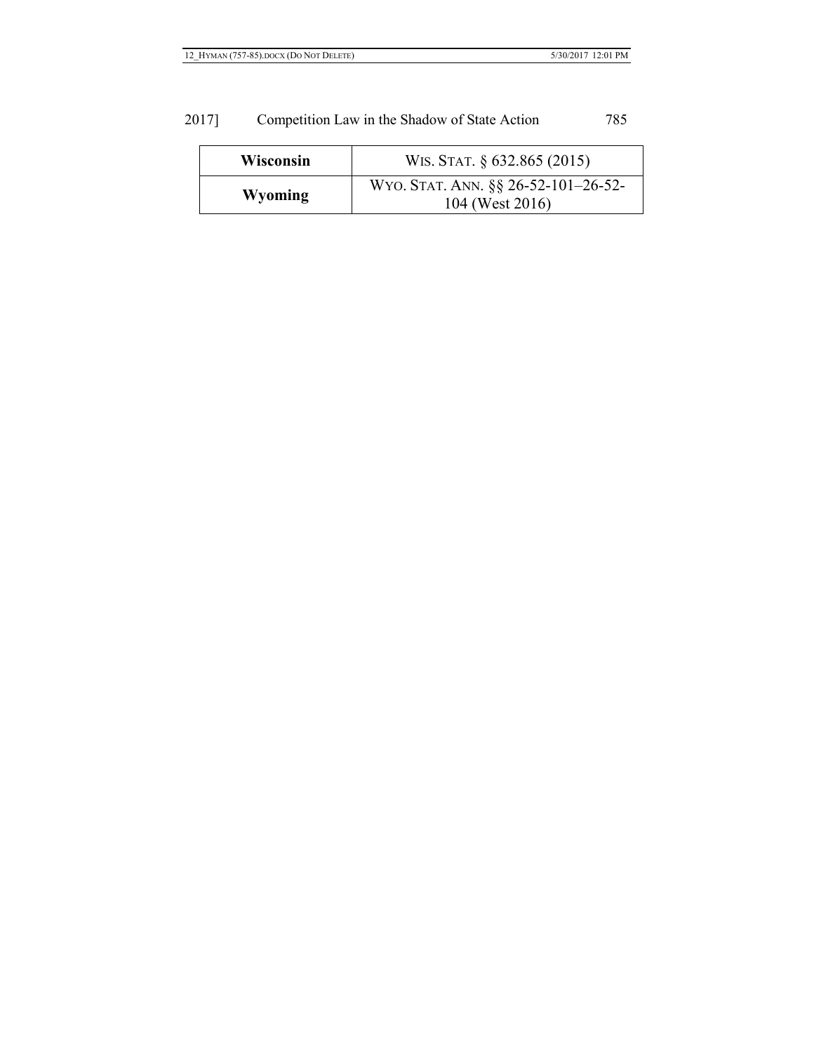| | |
|---|---|
| **Wisconsin** | WIS. STAT. § 632.865 (2015) |
| **Wyoming** | WYO. STAT. ANN. §§ 26-52-101–26-52-104 (West 2016) |